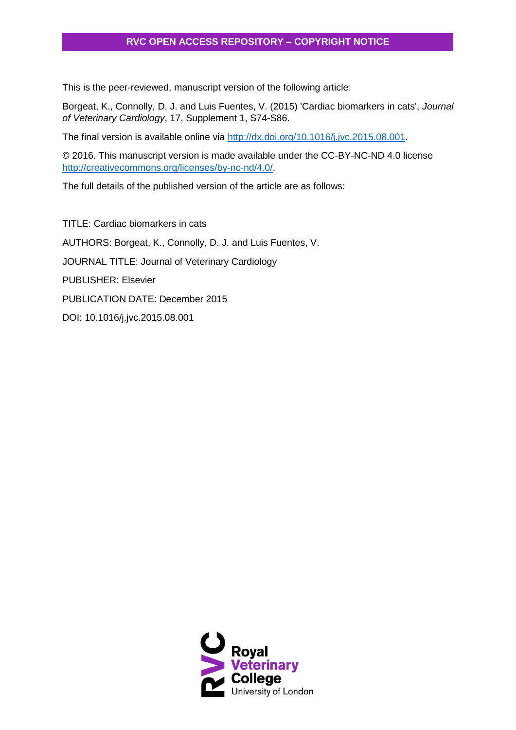**RVC OPEN ACCESS REPOSITORY – COPYRIGHT NOTICE**

This is the peer-reviewed, manuscript version of the following article:

Borgeat, K., Connolly, D. J. and Luis Fuentes, V. (2015) 'Cardiac biomarkers in cats', *Journal of Veterinary Cardiology*, 17, Supplement 1, S74-S86.

The final version is available online via http://dx.doi.org/10.1016/j.jvc.2015.08.001.

© 2016. This manuscript version is made available under the CC-BY-NC-ND 4.0 license http://creativecommons.org/licenses/by-nc-nd/4.0/.

The full details of the published version of the article are as follows:

TITLE: Cardiac biomarkers in cats

AUTHORS: Borgeat, K., Connolly, D. J. and Luis Fuentes, V.

JOURNAL TITLE: Journal of Veterinary Cardiology

PUBLISHER: Elsevier

PUBLICATION DATE: December 2015

DOI: 10.1016/j.jvc.2015.08.001

RVC Royal Veterinary College University of London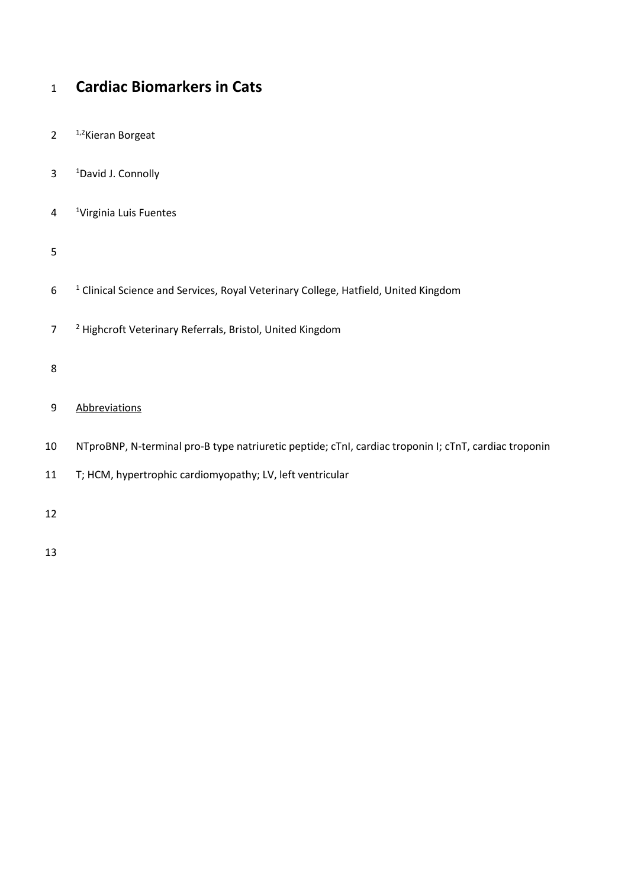# Cardiac Biomarkers in Cats

[1,2]Kieran Borgeat

[1]David J. Connolly

[1]Virginia Luis Fuentes

[1] Clinical Science and Services, Royal Veterinary College, Hatfield, United Kingdom

[2] Highcroft Veterinary Referrals, Bristol, United Kingdom

<u>Abbreviations</u>

NTproBNP, N-terminal pro-B type natriuretic peptide; cTnI, cardiac troponin I; cTnT, cardiac troponin T; HCM, hypertrophic cardiomyopathy; LV, left ventricular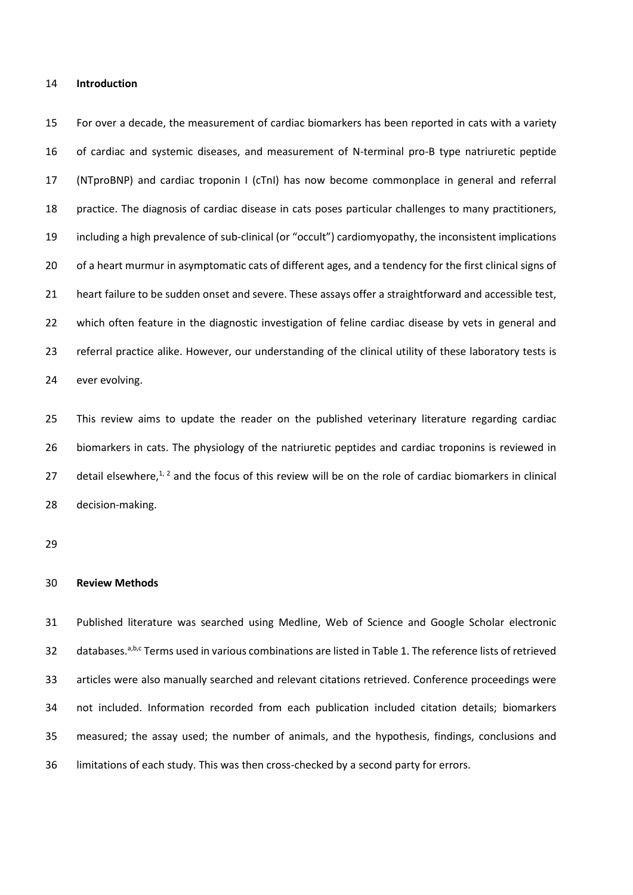## Introduction

For over a decade, the measurement of cardiac biomarkers has been reported in cats with a variety of cardiac and systemic diseases, and measurement of N-terminal pro-B type natriuretic peptide (NTproBNP) and cardiac troponin I (cTnI) has now become commonplace in general and referral practice. The diagnosis of cardiac disease in cats poses particular challenges to many practitioners, including a high prevalence of sub-clinical (or "occult") cardiomyopathy, the inconsistent implications of a heart murmur in asymptomatic cats of different ages, and a tendency for the first clinical signs of heart failure to be sudden onset and severe. These assays offer a straightforward and accessible test, which often feature in the diagnostic investigation of feline cardiac disease by vets in general and referral practice alike. However, our understanding of the clinical utility of these laboratory tests is ever evolving.

This review aims to update the reader on the published veterinary literature regarding cardiac biomarkers in cats. The physiology of the natriuretic peptides and cardiac troponins is reviewed in detail elsewhere,[1, 2] and the focus of this review will be on the role of cardiac biomarkers in clinical decision-making.

## Review Methods

Published literature was searched using Medline, Web of Science and Google Scholar electronic databases.[a,b,c] Terms used in various combinations are listed in Table 1. The reference lists of retrieved articles were also manually searched and relevant citations retrieved. Conference proceedings were not included. Information recorded from each publication included citation details; biomarkers measured; the assay used; the number of animals, and the hypothesis, findings, conclusions and limitations of each study. This was then cross-checked by a second party for errors.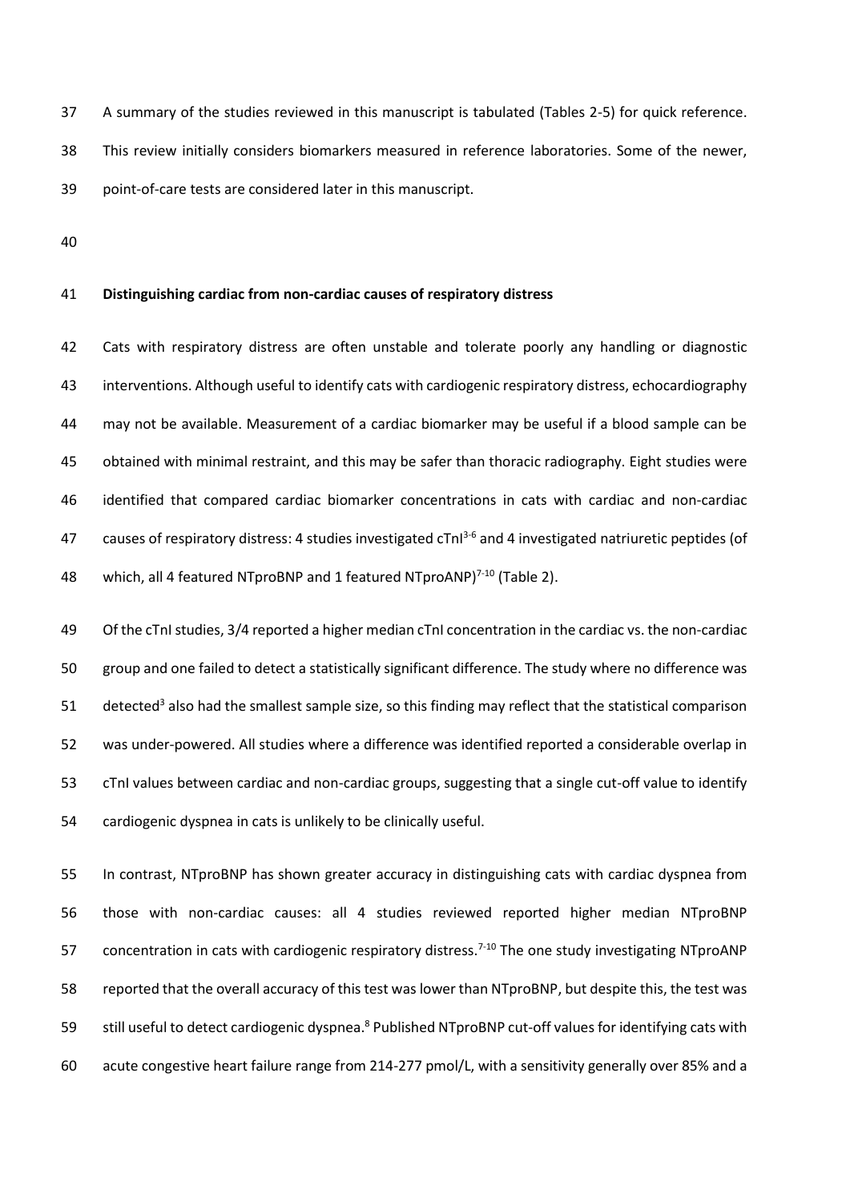A summary of the studies reviewed in this manuscript is tabulated (Tables 2-5) for quick reference. This review initially considers biomarkers measured in reference laboratories. Some of the newer, point-of-care tests are considered later in this manuscript.

## Distinguishing cardiac from non-cardiac causes of respiratory distress

Cats with respiratory distress are often unstable and tolerate poorly any handling or diagnostic interventions. Although useful to identify cats with cardiogenic respiratory distress, echocardiography may not be available. Measurement of a cardiac biomarker may be useful if a blood sample can be obtained with minimal restraint, and this may be safer than thoracic radiography. Eight studies were identified that compared cardiac biomarker concentrations in cats with cardiac and non-cardiac causes of respiratory distress: 4 studies investigated cTnI[3-6] and 4 investigated natriuretic peptides (of which, all 4 featured NTproBNP and 1 featured NTproANP)[7-10] (Table 2).

Of the cTnI studies, 3/4 reported a higher median cTnI concentration in the cardiac vs. the non-cardiac group and one failed to detect a statistically significant difference. The study where no difference was detected[3] also had the smallest sample size, so this finding may reflect that the statistical comparison was under-powered. All studies where a difference was identified reported a considerable overlap in cTnI values between cardiac and non-cardiac groups, suggesting that a single cut-off value to identify cardiogenic dyspnea in cats is unlikely to be clinically useful.

In contrast, NTproBNP has shown greater accuracy in distinguishing cats with cardiac dyspnea from those with non-cardiac causes: all 4 studies reviewed reported higher median NTproBNP concentration in cats with cardiogenic respiratory distress.[7-10] The one study investigating NTproANP reported that the overall accuracy of this test was lower than NTproBNP, but despite this, the test was still useful to detect cardiogenic dyspnea.[8] Published NTproBNP cut-off values for identifying cats with acute congestive heart failure range from 214-277 pmol/L, with a sensitivity generally over 85% and a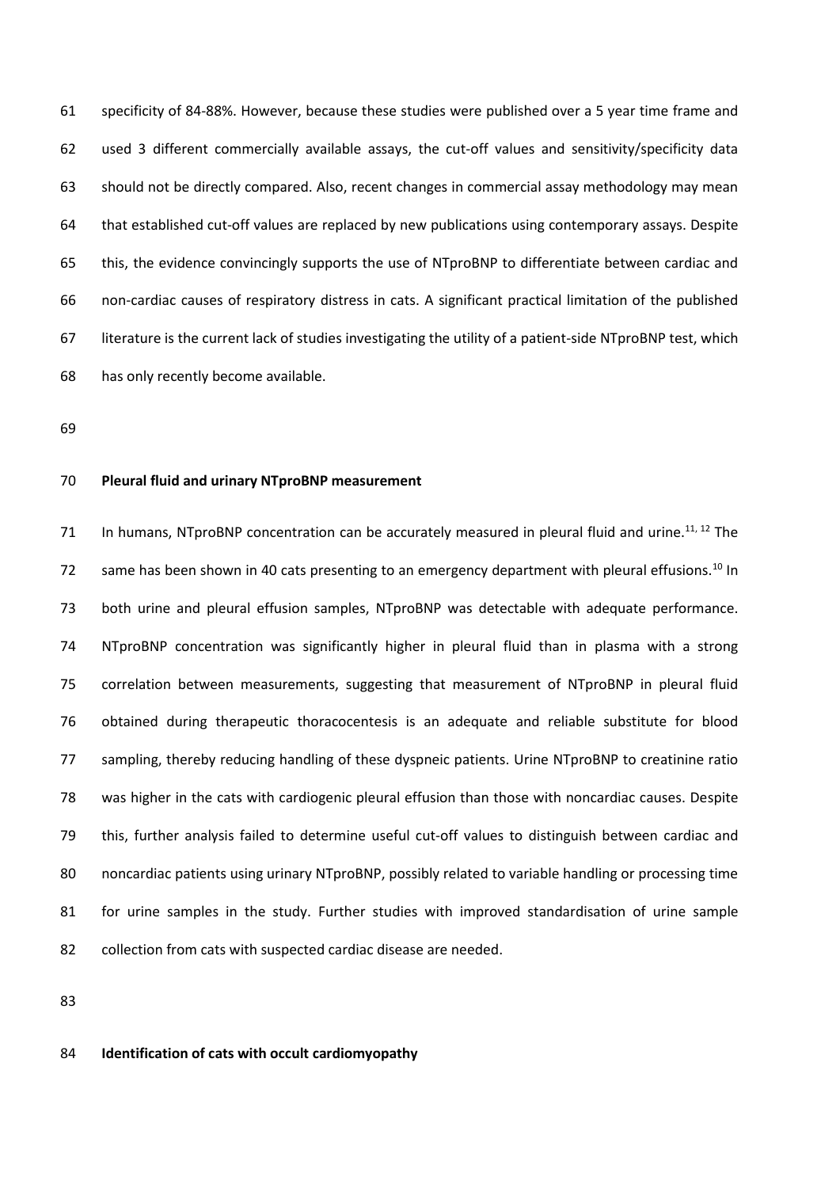specificity of 84-88%. However, because these studies were published over a 5 year time frame and used 3 different commercially available assays, the cut-off values and sensitivity/specificity data should not be directly compared. Also, recent changes in commercial assay methodology may mean that established cut-off values are replaced by new publications using contemporary assays. Despite this, the evidence convincingly supports the use of NTproBNP to differentiate between cardiac and non-cardiac causes of respiratory distress in cats. A significant practical limitation of the published literature is the current lack of studies investigating the utility of a patient-side NTproBNP test, which has only recently become available.

**Pleural fluid and urinary NTproBNP measurement**

In humans, NTproBNP concentration can be accurately measured in pleural fluid and urine.[11, 12] The same has been shown in 40 cats presenting to an emergency department with pleural effusions.[10] In both urine and pleural effusion samples, NTproBNP was detectable with adequate performance. NTproBNP concentration was significantly higher in pleural fluid than in plasma with a strong correlation between measurements, suggesting that measurement of NTproBNP in pleural fluid obtained during therapeutic thoracocentesis is an adequate and reliable substitute for blood sampling, thereby reducing handling of these dyspneic patients. Urine NTproBNP to creatinine ratio was higher in the cats with cardiogenic pleural effusion than those with noncardiac causes. Despite this, further analysis failed to determine useful cut-off values to distinguish between cardiac and noncardiac patients using urinary NTproBNP, possibly related to variable handling or processing time for urine samples in the study. Further studies with improved standardisation of urine sample collection from cats with suspected cardiac disease are needed.

**Identification of cats with occult cardiomyopathy**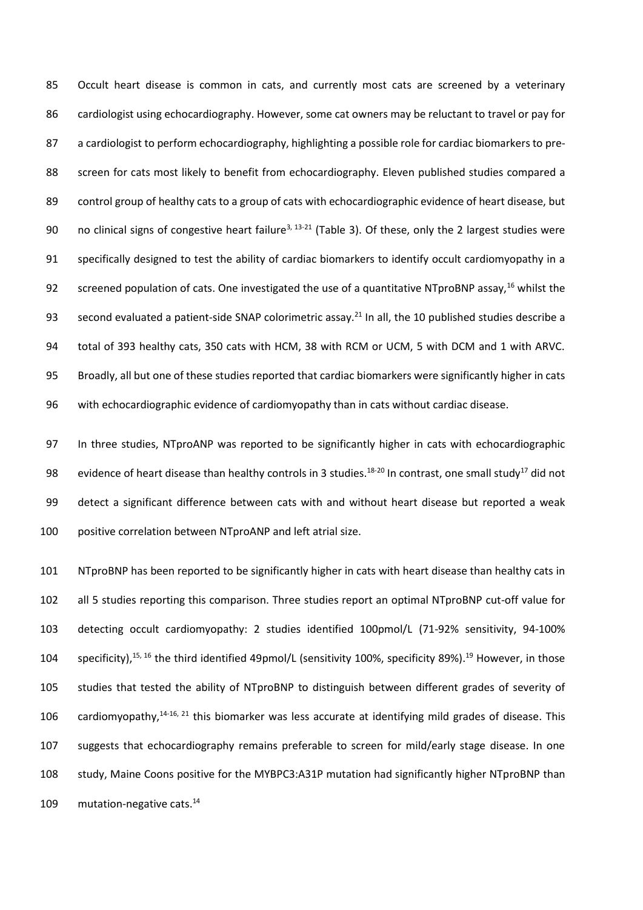Occult heart disease is common in cats, and currently most cats are screened by a veterinary cardiologist using echocardiography. However, some cat owners may be reluctant to travel or pay for a cardiologist to perform echocardiography, highlighting a possible role for cardiac biomarkers to pre-screen for cats most likely to benefit from echocardiography. Eleven published studies compared a control group of healthy cats to a group of cats with echocardiographic evidence of heart disease, but no clinical signs of congestive heart failure[3, 13-21] (Table 3). Of these, only the 2 largest studies were specifically designed to test the ability of cardiac biomarkers to identify occult cardiomyopathy in a screened population of cats. One investigated the use of a quantitative NTproBNP assay,[16] whilst the second evaluated a patient-side SNAP colorimetric assay.[21] In all, the 10 published studies describe a total of 393 healthy cats, 350 cats with HCM, 38 with RCM or UCM, 5 with DCM and 1 with ARVC. Broadly, all but one of these studies reported that cardiac biomarkers were significantly higher in cats with echocardiographic evidence of cardiomyopathy than in cats without cardiac disease.

In three studies, NTproANP was reported to be significantly higher in cats with echocardiographic evidence of heart disease than healthy controls in 3 studies.[18-20] In contrast, one small study[17] did not detect a significant difference between cats with and without heart disease but reported a weak positive correlation between NTproANP and left atrial size.

NTproBNP has been reported to be significantly higher in cats with heart disease than healthy cats in all 5 studies reporting this comparison. Three studies report an optimal NTproBNP cut-off value for detecting occult cardiomyopathy: 2 studies identified 100pmol/L (71-92% sensitivity, 94-100% specificity),[15, 16] the third identified 49pmol/L (sensitivity 100%, specificity 89%).[19] However, in those studies that tested the ability of NTproBNP to distinguish between different grades of severity of cardiomyopathy,[14-16, 21] this biomarker was less accurate at identifying mild grades of disease. This suggests that echocardiography remains preferable to screen for mild/early stage disease. In one study, Maine Coons positive for the MYBPC3:A31P mutation had significantly higher NTproBNP than mutation-negative cats.[14]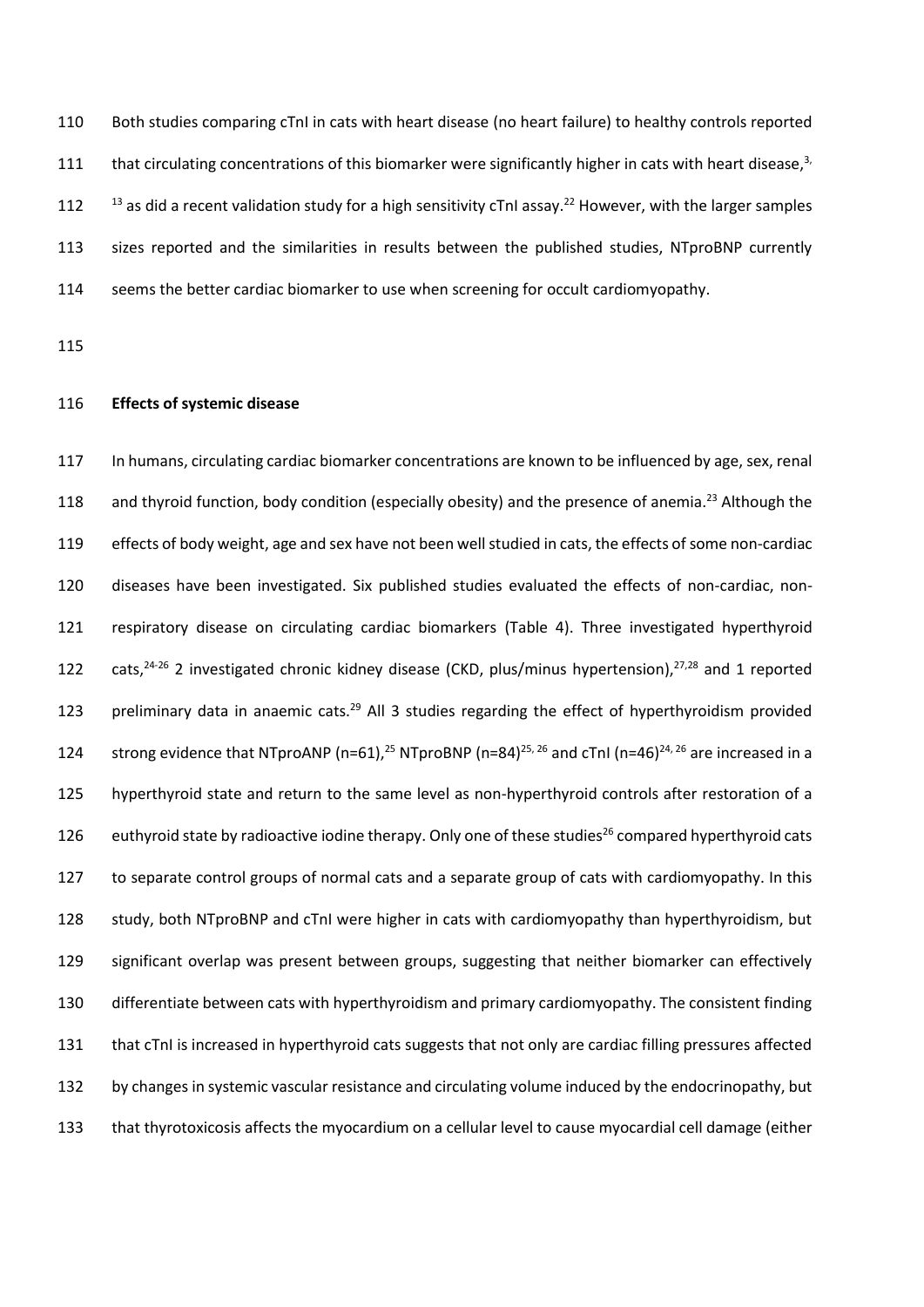Both studies comparing cTnI in cats with heart disease (no heart failure) to healthy controls reported that circulating concentrations of this biomarker were significantly higher in cats with heart disease,[3,13] as did a recent validation study for a high sensitivity cTnI assay.[22] However, with the larger samples sizes reported and the similarities in results between the published studies, NTproBNP currently seems the better cardiac biomarker to use when screening for occult cardiomyopathy.

**Effects of systemic disease**

In humans, circulating cardiac biomarker concentrations are known to be influenced by age, sex, renal and thyroid function, body condition (especially obesity) and the presence of anemia.[23] Although the effects of body weight, age and sex have not been well studied in cats, the effects of some non-cardiac diseases have been investigated. Six published studies evaluated the effects of non-cardiac, non-respiratory disease on circulating cardiac biomarkers (Table 4). Three investigated hyperthyroid cats,[24-26] 2 investigated chronic kidney disease (CKD, plus/minus hypertension),[27,28] and 1 reported preliminary data in anaemic cats.[29] All 3 studies regarding the effect of hyperthyroidism provided strong evidence that NTproANP (n=61),[25] NTproBNP (n=84)[25, 26] and cTnI (n=46)[24, 26] are increased in a hyperthyroid state and return to the same level as non-hyperthyroid controls after restoration of a euthyroid state by radioactive iodine therapy. Only one of these studies[26] compared hyperthyroid cats to separate control groups of normal cats and a separate group of cats with cardiomyopathy. In this study, both NTproBNP and cTnI were higher in cats with cardiomyopathy than hyperthyroidism, but significant overlap was present between groups, suggesting that neither biomarker can effectively differentiate between cats with hyperthyroidism and primary cardiomyopathy. The consistent finding that cTnI is increased in hyperthyroid cats suggests that not only are cardiac filling pressures affected by changes in systemic vascular resistance and circulating volume induced by the endocrinopathy, but that thyrotoxicosis affects the myocardium on a cellular level to cause myocardial cell damage (either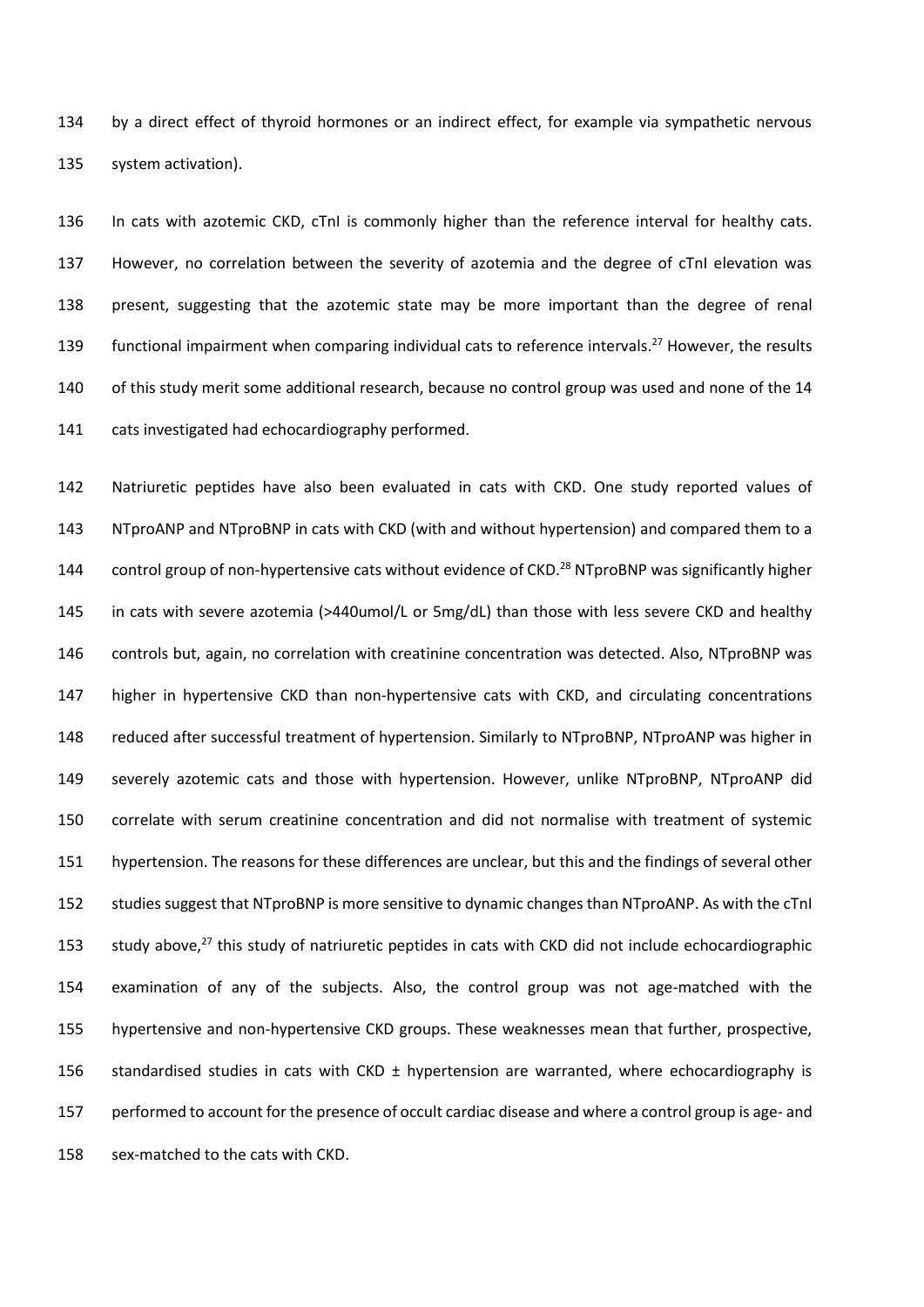by a direct effect of thyroid hormones or an indirect effect, for example via sympathetic nervous system activation).

In cats with azotemic CKD, cTnI is commonly higher than the reference interval for healthy cats. However, no correlation between the severity of azotemia and the degree of cTnI elevation was present, suggesting that the azotemic state may be more important than the degree of renal functional impairment when comparing individual cats to reference intervals.[27] However, the results of this study merit some additional research, because no control group was used and none of the 14 cats investigated had echocardiography performed.

Natriuretic peptides have also been evaluated in cats with CKD. One study reported values of NTproANP and NTproBNP in cats with CKD (with and without hypertension) and compared them to a control group of non-hypertensive cats without evidence of CKD.[28] NTproBNP was significantly higher in cats with severe azotemia (>440umol/L or 5mg/dL) than those with less severe CKD and healthy controls but, again, no correlation with creatinine concentration was detected. Also, NTproBNP was higher in hypertensive CKD than non-hypertensive cats with CKD, and circulating concentrations reduced after successful treatment of hypertension. Similarly to NTproBNP, NTproANP was higher in severely azotemic cats and those with hypertension. However, unlike NTproBNP, NTproANP did correlate with serum creatinine concentration and did not normalise with treatment of systemic hypertension. The reasons for these differences are unclear, but this and the findings of several other studies suggest that NTproBNP is more sensitive to dynamic changes than NTproANP. As with the cTnI study above,[27] this study of natriuretic peptides in cats with CKD did not include echocardiographic examination of any of the subjects. Also, the control group was not age-matched with the hypertensive and non-hypertensive CKD groups. These weaknesses mean that further, prospective, standardised studies in cats with CKD ± hypertension are warranted, where echocardiography is performed to account for the presence of occult cardiac disease and where a control group is age- and sex-matched to the cats with CKD.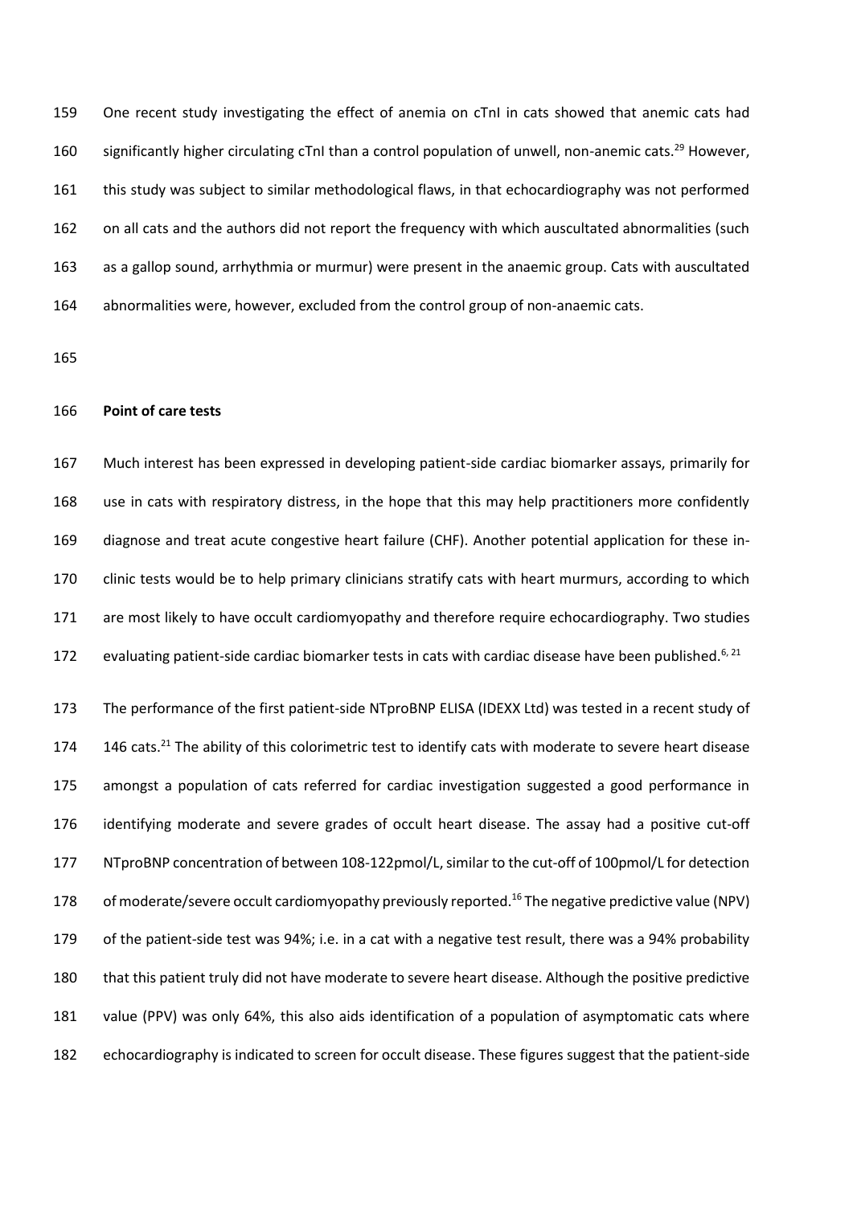One recent study investigating the effect of anemia on cTnI in cats showed that anemic cats had significantly higher circulating cTnI than a control population of unwell, non-anemic cats.[29] However, this study was subject to similar methodological flaws, in that echocardiography was not performed on all cats and the authors did not report the frequency with which auscultated abnormalities (such as a gallop sound, arrhythmia or murmur) were present in the anaemic group. Cats with auscultated abnormalities were, however, excluded from the control group of non-anaemic cats.

**Point of care tests**

Much interest has been expressed in developing patient-side cardiac biomarker assays, primarily for use in cats with respiratory distress, in the hope that this may help practitioners more confidently diagnose and treat acute congestive heart failure (CHF). Another potential application for these in-clinic tests would be to help primary clinicians stratify cats with heart murmurs, according to which are most likely to have occult cardiomyopathy and therefore require echocardiography. Two studies evaluating patient-side cardiac biomarker tests in cats with cardiac disease have been published.[6, 21]

The performance of the first patient-side NTproBNP ELISA (IDEXX Ltd) was tested in a recent study of 146 cats.[21] The ability of this colorimetric test to identify cats with moderate to severe heart disease amongst a population of cats referred for cardiac investigation suggested a good performance in identifying moderate and severe grades of occult heart disease. The assay had a positive cut-off NTproBNP concentration of between 108-122pmol/L, similar to the cut-off of 100pmol/L for detection of moderate/severe occult cardiomyopathy previously reported.[16] The negative predictive value (NPV) of the patient-side test was 94%; i.e. in a cat with a negative test result, there was a 94% probability that this patient truly did not have moderate to severe heart disease. Although the positive predictive value (PPV) was only 64%, this also aids identification of a population of asymptomatic cats where echocardiography is indicated to screen for occult disease. These figures suggest that the patient-side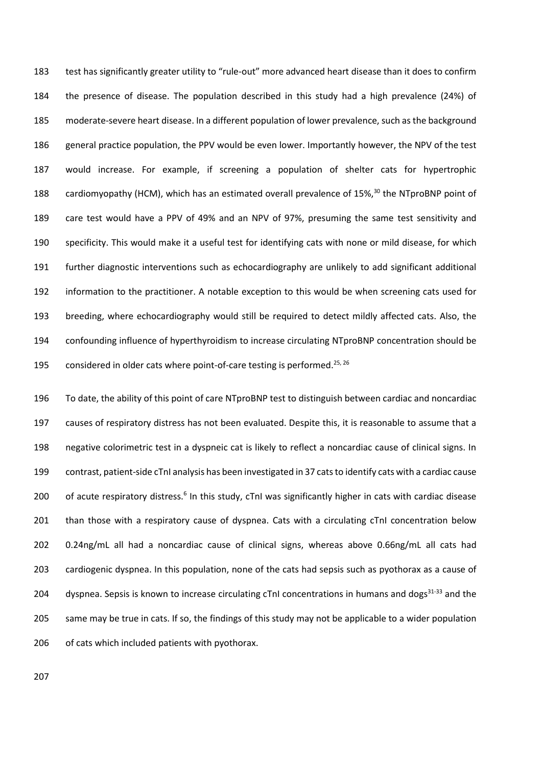test has significantly greater utility to "rule-out" more advanced heart disease than it does to confirm the presence of disease. The population described in this study had a high prevalence (24%) of moderate-severe heart disease. In a different population of lower prevalence, such as the background general practice population, the PPV would be even lower. Importantly however, the NPV of the test would increase. For example, if screening a population of shelter cats for hypertrophic cardiomyopathy (HCM), which has an estimated overall prevalence of 15%,[30] the NTproBNP point of care test would have a PPV of 49% and an NPV of 97%, presuming the same test sensitivity and specificity. This would make it a useful test for identifying cats with none or mild disease, for which further diagnostic interventions such as echocardiography are unlikely to add significant additional information to the practitioner. A notable exception to this would be when screening cats used for breeding, where echocardiography would still be required to detect mildly affected cats. Also, the confounding influence of hyperthyroidism to increase circulating NTproBNP concentration should be considered in older cats where point-of-care testing is performed.[25, 26]

To date, the ability of this point of care NTproBNP test to distinguish between cardiac and noncardiac causes of respiratory distress has not been evaluated. Despite this, it is reasonable to assume that a negative colorimetric test in a dyspneic cat is likely to reflect a noncardiac cause of clinical signs. In contrast, patient-side cTnI analysis has been investigated in 37 cats to identify cats with a cardiac cause of acute respiratory distress.[6] In this study, cTnI was significantly higher in cats with cardiac disease than those with a respiratory cause of dyspnea. Cats with a circulating cTnI concentration below 0.24ng/mL all had a noncardiac cause of clinical signs, whereas above 0.66ng/mL all cats had cardiogenic dyspnea. In this population, none of the cats had sepsis such as pyothorax as a cause of dyspnea. Sepsis is known to increase circulating cTnI concentrations in humans and dogs[31-33] and the same may be true in cats. If so, the findings of this study may not be applicable to a wider population of cats which included patients with pyothorax.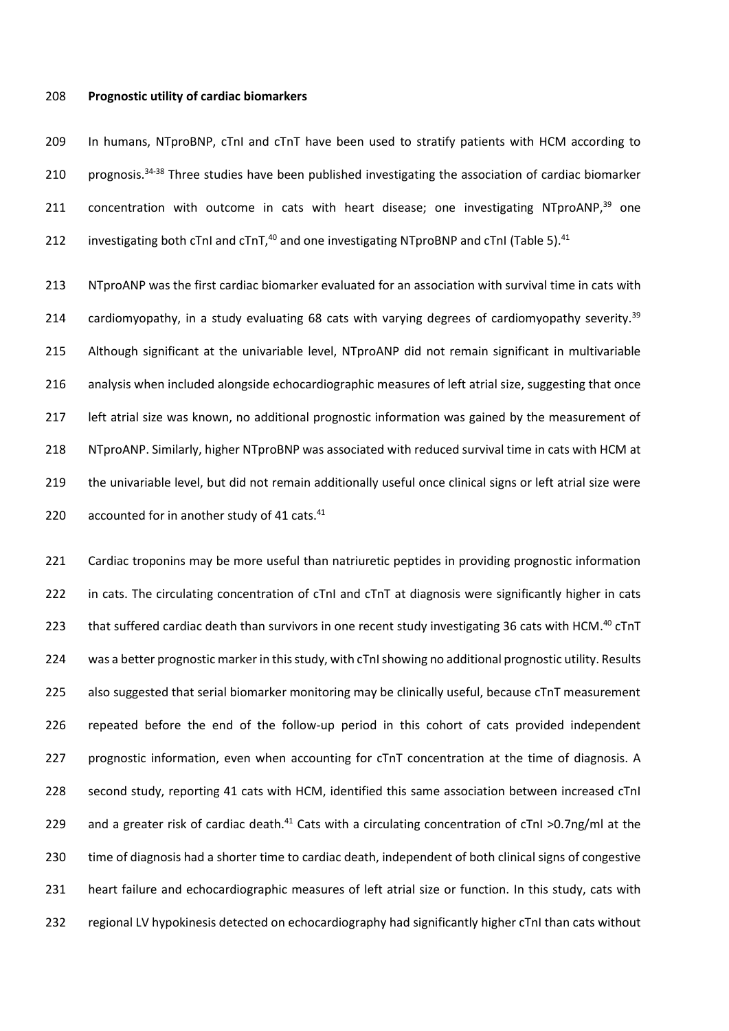**Prognostic utility of cardiac biomarkers**

In humans, NTproBNP, cTnI and cTnT have been used to stratify patients with HCM according to prognosis.[34-38] Three studies have been published investigating the association of cardiac biomarker concentration with outcome in cats with heart disease; one investigating NTproANP,[39] one investigating both cTnI and cTnT,[40] and one investigating NTproBNP and cTnI (Table 5).[41]

NTproANP was the first cardiac biomarker evaluated for an association with survival time in cats with cardiomyopathy, in a study evaluating 68 cats with varying degrees of cardiomyopathy severity.[39] Although significant at the univariable level, NTproANP did not remain significant in multivariable analysis when included alongside echocardiographic measures of left atrial size, suggesting that once left atrial size was known, no additional prognostic information was gained by the measurement of NTproANP. Similarly, higher NTproBNP was associated with reduced survival time in cats with HCM at the univariable level, but did not remain additionally useful once clinical signs or left atrial size were accounted for in another study of 41 cats.[41]

Cardiac troponins may be more useful than natriuretic peptides in providing prognostic information in cats. The circulating concentration of cTnI and cTnT at diagnosis were significantly higher in cats that suffered cardiac death than survivors in one recent study investigating 36 cats with HCM.[40] cTnT was a better prognostic marker in this study, with cTnI showing no additional prognostic utility. Results also suggested that serial biomarker monitoring may be clinically useful, because cTnT measurement repeated before the end of the follow-up period in this cohort of cats provided independent prognostic information, even when accounting for cTnT concentration at the time of diagnosis. A second study, reporting 41 cats with HCM, identified this same association between increased cTnI and a greater risk of cardiac death.[41] Cats with a circulating concentration of cTnI >0.7ng/ml at the time of diagnosis had a shorter time to cardiac death, independent of both clinical signs of congestive heart failure and echocardiographic measures of left atrial size or function. In this study, cats with regional LV hypokinesis detected on echocardiography had significantly higher cTnI than cats without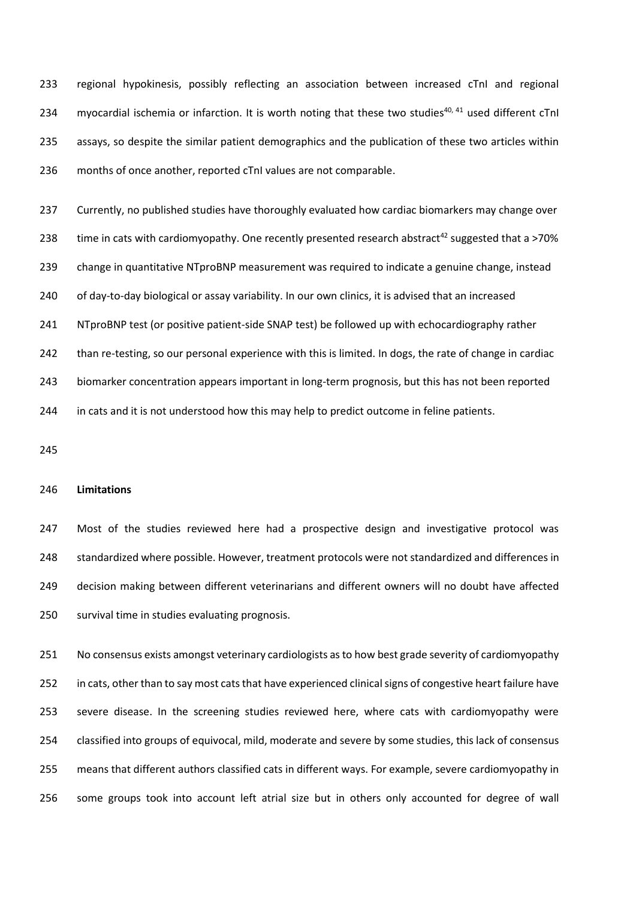regional hypokinesis, possibly reflecting an association between increased cTnI and regional myocardial ischemia or infarction. It is worth noting that these two studies[40, 41] used different cTnI assays, so despite the similar patient demographics and the publication of these two articles within months of once another, reported cTnI values are not comparable.

Currently, no published studies have thoroughly evaluated how cardiac biomarkers may change over time in cats with cardiomyopathy. One recently presented research abstract[42] suggested that a >70% change in quantitative NTproBNP measurement was required to indicate a genuine change, instead of day-to-day biological or assay variability. In our own clinics, it is advised that an increased NTproBNP test (or positive patient-side SNAP test) be followed up with echocardiography rather than re-testing, so our personal experience with this is limited. In dogs, the rate of change in cardiac biomarker concentration appears important in long-term prognosis, but this has not been reported in cats and it is not understood how this may help to predict outcome in feline patients.

**Limitations**

Most of the studies reviewed here had a prospective design and investigative protocol was standardized where possible. However, treatment protocols were not standardized and differences in decision making between different veterinarians and different owners will no doubt have affected survival time in studies evaluating prognosis.

No consensus exists amongst veterinary cardiologists as to how best grade severity of cardiomyopathy in cats, other than to say most cats that have experienced clinical signs of congestive heart failure have severe disease. In the screening studies reviewed here, where cats with cardiomyopathy were classified into groups of equivocal, mild, moderate and severe by some studies, this lack of consensus means that different authors classified cats in different ways. For example, severe cardiomyopathy in some groups took into account left atrial size but in others only accounted for degree of wall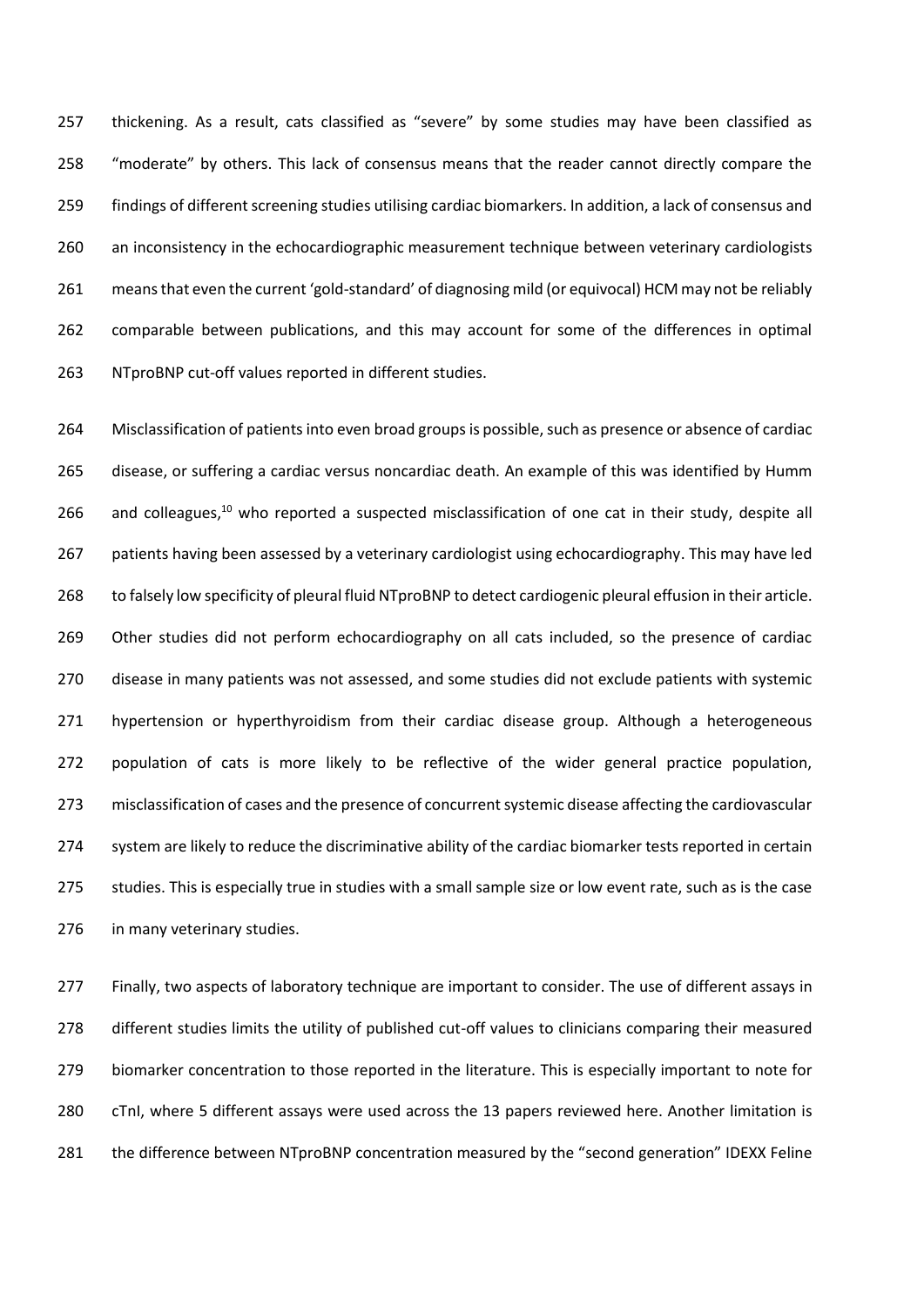thickening. As a result, cats classified as "severe" by some studies may have been classified as "moderate" by others. This lack of consensus means that the reader cannot directly compare the findings of different screening studies utilising cardiac biomarkers. In addition, a lack of consensus and an inconsistency in the echocardiographic measurement technique between veterinary cardiologists means that even the current 'gold-standard' of diagnosing mild (or equivocal) HCM may not be reliably comparable between publications, and this may account for some of the differences in optimal NTproBNP cut-off values reported in different studies.

Misclassification of patients into even broad groups is possible, such as presence or absence of cardiac disease, or suffering a cardiac versus noncardiac death. An example of this was identified by Humm and colleagues,[10] who reported a suspected misclassification of one cat in their study, despite all patients having been assessed by a veterinary cardiologist using echocardiography. This may have led to falsely low specificity of pleural fluid NTproBNP to detect cardiogenic pleural effusion in their article. Other studies did not perform echocardiography on all cats included, so the presence of cardiac disease in many patients was not assessed, and some studies did not exclude patients with systemic hypertension or hyperthyroidism from their cardiac disease group. Although a heterogeneous population of cats is more likely to be reflective of the wider general practice population, misclassification of cases and the presence of concurrent systemic disease affecting the cardiovascular system are likely to reduce the discriminative ability of the cardiac biomarker tests reported in certain studies. This is especially true in studies with a small sample size or low event rate, such as is the case in many veterinary studies.

Finally, two aspects of laboratory technique are important to consider. The use of different assays in different studies limits the utility of published cut-off values to clinicians comparing their measured biomarker concentration to those reported in the literature. This is especially important to note for cTnI, where 5 different assays were used across the 13 papers reviewed here. Another limitation is the difference between NTproBNP concentration measured by the "second generation" IDEXX Feline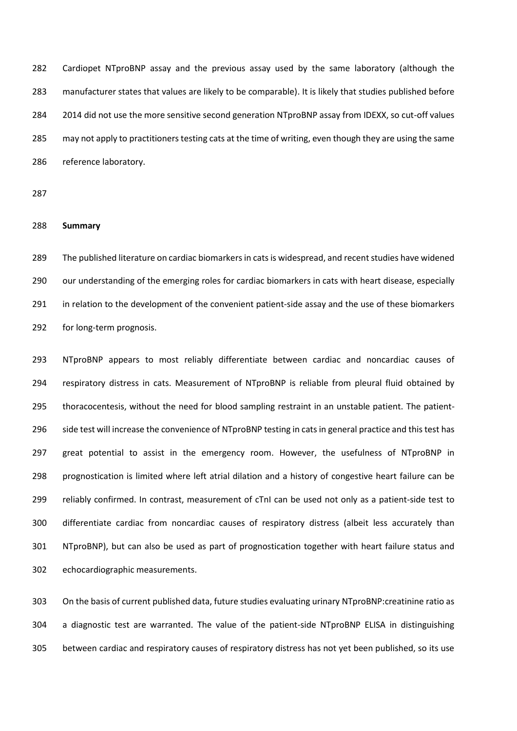Cardiopet NTproBNP assay and the previous assay used by the same laboratory (although the manufacturer states that values are likely to be comparable). It is likely that studies published before 2014 did not use the more sensitive second generation NTproBNP assay from IDEXX, so cut-off values may not apply to practitioners testing cats at the time of writing, even though they are using the same reference laboratory.

**Summary**

The published literature on cardiac biomarkers in cats is widespread, and recent studies have widened our understanding of the emerging roles for cardiac biomarkers in cats with heart disease, especially in relation to the development of the convenient patient-side assay and the use of these biomarkers for long-term prognosis.

NTproBNP appears to most reliably differentiate between cardiac and noncardiac causes of respiratory distress in cats. Measurement of NTproBNP is reliable from pleural fluid obtained by thoracocentesis, without the need for blood sampling restraint in an unstable patient. The patient-side test will increase the convenience of NTproBNP testing in cats in general practice and this test has great potential to assist in the emergency room. However, the usefulness of NTproBNP in prognostication is limited where left atrial dilation and a history of congestive heart failure can be reliably confirmed. In contrast, measurement of cTnI can be used not only as a patient-side test to differentiate cardiac from noncardiac causes of respiratory distress (albeit less accurately than NTproBNP), but can also be used as part of prognostication together with heart failure status and echocardiographic measurements.

On the basis of current published data, future studies evaluating urinary NTproBNP:creatinine ratio as a diagnostic test are warranted. The value of the patient-side NTproBNP ELISA in distinguishing between cardiac and respiratory causes of respiratory distress has not yet been published, so its use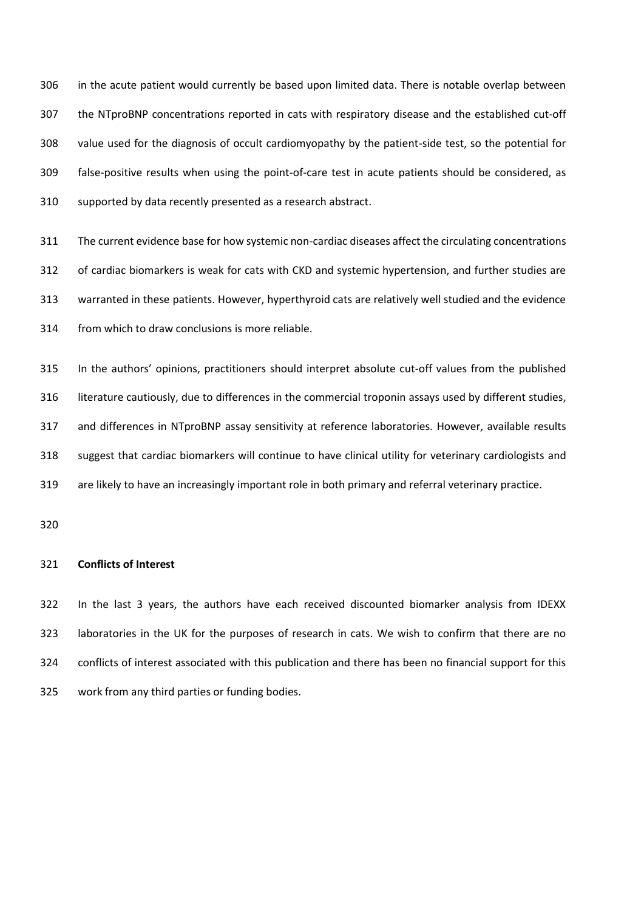in the acute patient would currently be based upon limited data. There is notable overlap between the NTproBNP concentrations reported in cats with respiratory disease and the established cut-off value used for the diagnosis of occult cardiomyopathy by the patient-side test, so the potential for false-positive results when using the point-of-care test in acute patients should be considered, as supported by data recently presented as a research abstract.

The current evidence base for how systemic non-cardiac diseases affect the circulating concentrations of cardiac biomarkers is weak for cats with CKD and systemic hypertension, and further studies are warranted in these patients. However, hyperthyroid cats are relatively well studied and the evidence from which to draw conclusions is more reliable.

In the authors' opinions, practitioners should interpret absolute cut-off values from the published literature cautiously, due to differences in the commercial troponin assays used by different studies, and differences in NTproBNP assay sensitivity at reference laboratories. However, available results suggest that cardiac biomarkers will continue to have clinical utility for veterinary cardiologists and are likely to have an increasingly important role in both primary and referral veterinary practice.

## Conflicts of Interest

In the last 3 years, the authors have each received discounted biomarker analysis from IDEXX laboratories in the UK for the purposes of research in cats. We wish to confirm that there are no conflicts of interest associated with this publication and there has been no financial support for this work from any third parties or funding bodies.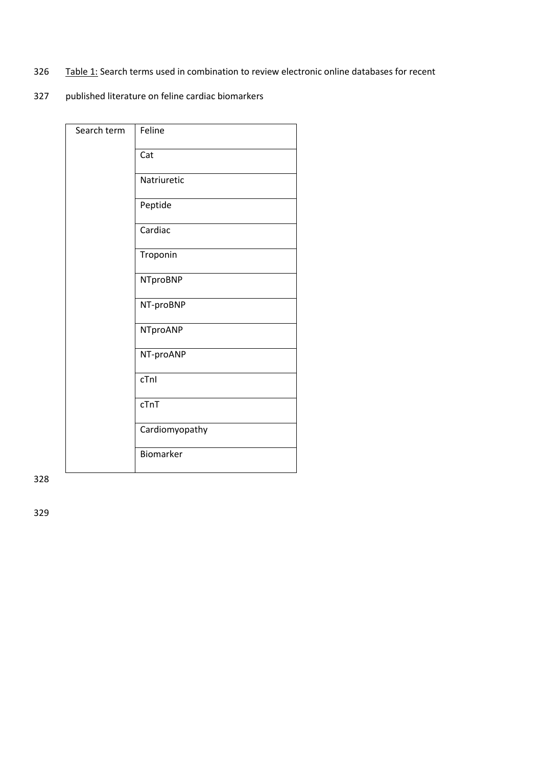Table 1: Search terms used in combination to review electronic online databases for recent published literature on feline cardiac biomarkers

| Search term | |
|---|---|
| | Feline |
| | Cat |
| | Natriuretic |
| | Peptide |
| | Cardiac |
| | Troponin |
| | NTproBNP |
| | NT-proBNP |
| | NTproANP |
| | NT-proANP |
| | cTnI |
| | cTnT |
| | Cardiomyopathy |
| | Biomarker |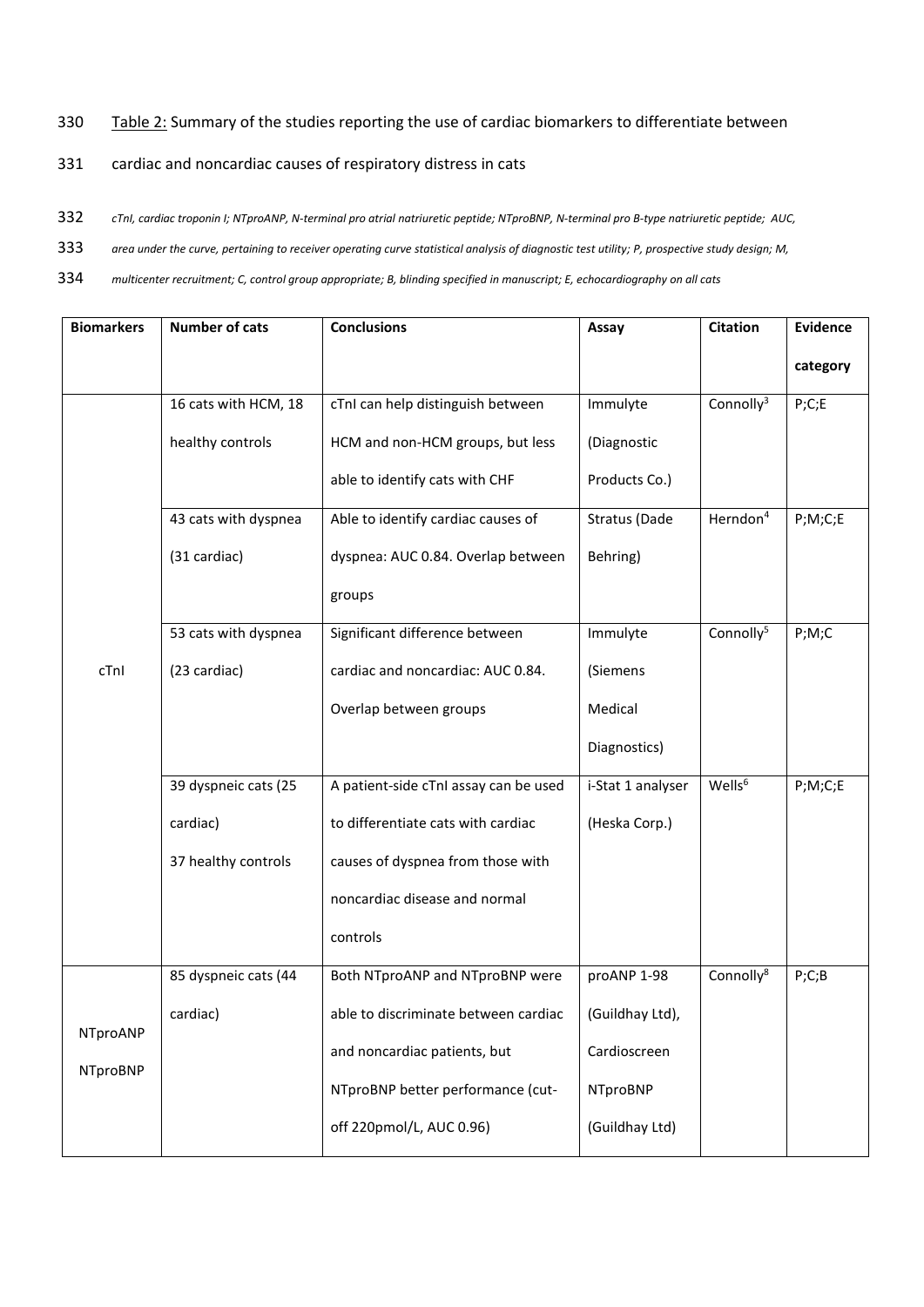Table 2: Summary of the studies reporting the use of cardiac biomarkers to differentiate between cardiac and noncardiac causes of respiratory distress in cats

*cTnI, cardiac troponin I; NTproANP, N-terminal pro atrial natriuretic peptide; NTproBNP, N-terminal pro B-type natriuretic peptide; AUC, area under the curve, pertaining to receiver operating curve statistical analysis of diagnostic test utility; P, prospective study design; M, multicenter recruitment; C, control group appropriate; B, blinding specified in manuscript; E, echocardiography on all cats*

| Biomarkers | Number of cats | Conclusions | Assay | Citation | Evidence category |
|---|---|---|---|---|---|
| cTnI | 16 cats with HCM, 18 healthy controls | cTnI can help distinguish between HCM and non-HCM groups, but less able to identify cats with CHF | Immulyte (Diagnostic Products Co.) | Connolly[3] | P;C;E |
| | 43 cats with dyspnea (31 cardiac) | Able to identify cardiac causes of dyspnea: AUC 0.84. Overlap between groups | Stratus (Dade Behring) | Herndon[4] | P;M;C;E |
| | 53 cats with dyspnea (23 cardiac) | Significant difference between cardiac and noncardiac: AUC 0.84. Overlap between groups | Immulyte (Siemens Medical Diagnostics) | Connolly[5] | P;M;C |
| | 39 dyspneic cats (25 cardiac) 37 healthy controls | A patient-side cTnI assay can be used to differentiate cats with cardiac causes of dyspnea from those with noncardiac disease and normal controls | i-Stat 1 analyser (Heska Corp.) | Wells[6] | P;M;C;E |
| NTproANP NTproBNP | 85 dyspneic cats (44 cardiac) | Both NTproANP and NTproBNP were able to discriminate between cardiac and noncardiac patients, but NTproBNP better performance (cut-off 220pmol/L, AUC 0.96) | proANP 1-98 (Guildhay Ltd), Cardioscreen NTproBNP (Guildhay Ltd) | Connolly[8] | P;C;B |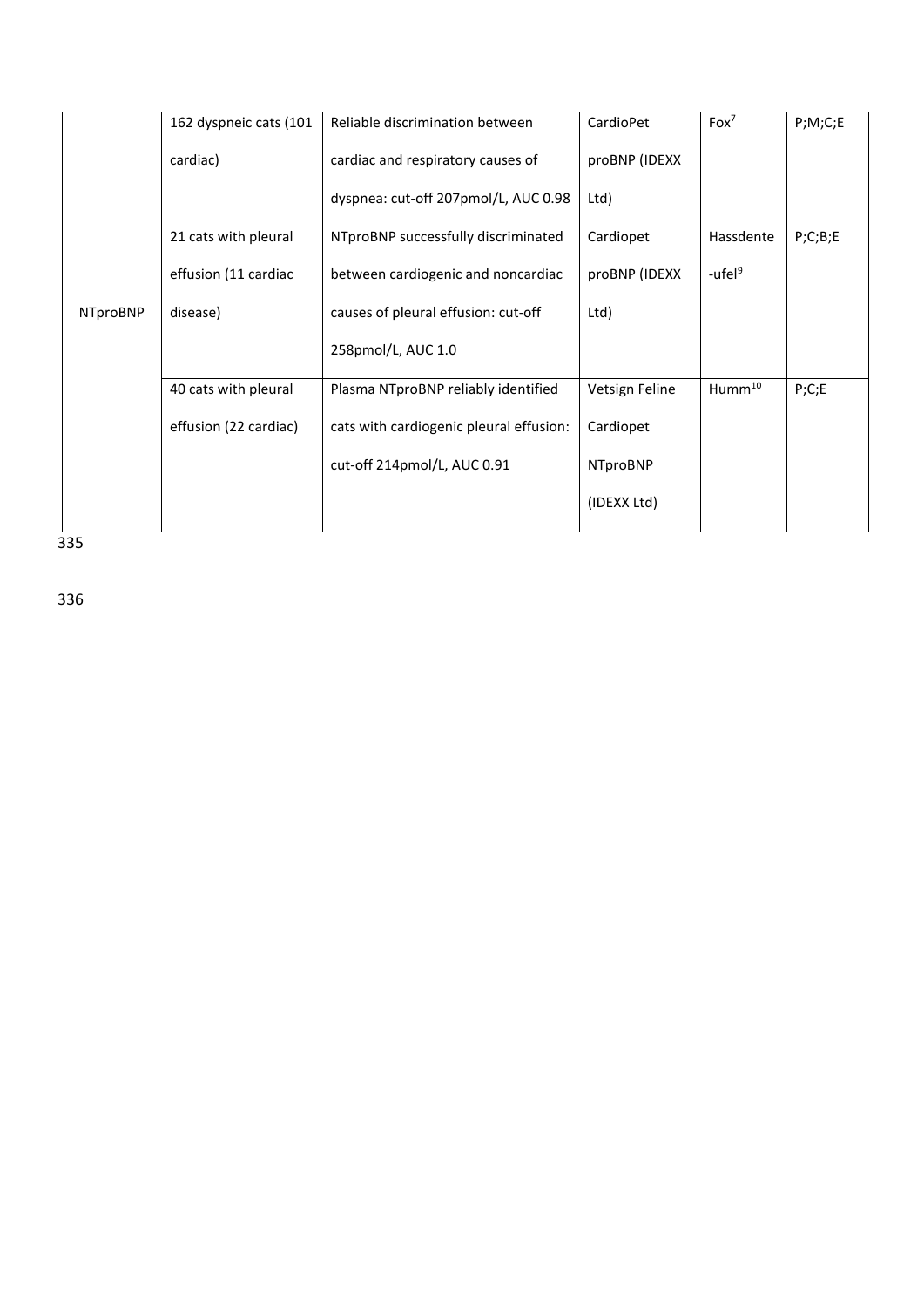| | | | | | |
|---|---|---|---|---|---|
| NTproBNP | 162 dyspneic cats (101 cardiac) | Reliable discrimination between cardiac and respiratory causes of dyspnea: cut-off 207pmol/L, AUC 0.98 | CardioPet proBNP (IDEXX Ltd) | Fox[7] | P;M;C;E |
| | 21 cats with pleural effusion (11 cardiac disease) | NTproBNP successfully discriminated between cardiogenic and noncardiac causes of pleural effusion: cut-off 258pmol/L, AUC 1.0 | Cardiopet proBNP (IDEXX Ltd) | Hassdente-ufel[9] | P;C;B;E |
| | 40 cats with pleural effusion (22 cardiac) | Plasma NTproBNP reliably identified cats with cardiogenic pleural effusion: cut-off 214pmol/L, AUC 0.91 | Vetsign Feline Cardiopet NTproBNP (IDEXX Ltd) | Humm[10] | P;C;E |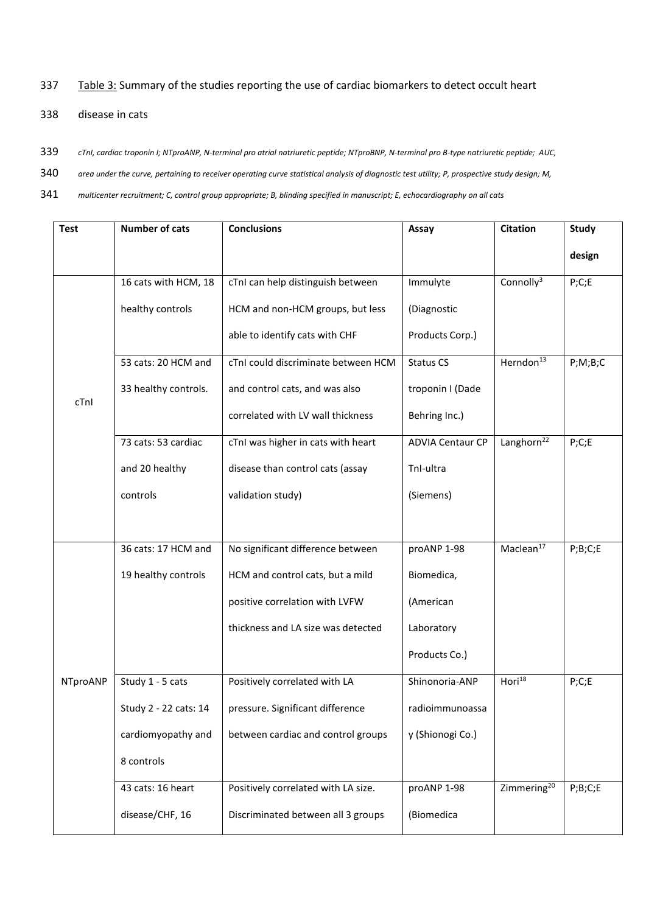Table 3: Summary of the studies reporting the use of cardiac biomarkers to detect occult heart disease in cats

*cTnI, cardiac troponin I; NTproANP, N-terminal pro atrial natriuretic peptide; NTproBNP, N-terminal pro B-type natriuretic peptide; AUC, area under the curve, pertaining to receiver operating curve statistical analysis of diagnostic test utility; P, prospective study design; M, multicenter recruitment; C, control group appropriate; B, blinding specified in manuscript; E, echocardiography on all cats*

| Test | Number of cats | Conclusions | Assay | Citation | Study design |
|---|---|---|---|---|---|
| cTnI | 16 cats with HCM, 18 healthy controls | cTnI can help distinguish between HCM and non-HCM groups, but less able to identify cats with CHF | Immulyte (Diagnostic Products Corp.) | Connolly[3] | P;C;E |
| | 53 cats: 20 HCM and 33 healthy controls. | cTnI could discriminate between HCM and control cats, and was also correlated with LV wall thickness | Status CS troponin I (Dade Behring Inc.) | Herndon[13] | P;M;B;C |
| | 73 cats: 53 cardiac and 20 healthy controls | cTnI was higher in cats with heart disease than control cats (assay validation study) | ADVIA Centaur CP TnI-ultra (Siemens) | Langhorn[22] | P;C;E |
| NTproANP | 36 cats: 17 HCM and 19 healthy controls | No significant difference between HCM and control cats, but a mild positive correlation with LVFW thickness and LA size was detected | proANP 1-98 Biomedica, (American Laboratory Products Co.) | Maclean[17] | P;B;C;E |
| | Study 1 - 5 cats<br>Study 2 - 22 cats: 14 cardiomyopathy and 8 controls | Positively correlated with LA pressure. Significant difference between cardiac and control groups | Shinonoria-ANP radioimmunoassay (Shionogi Co.) | Hori[18] | P;C;E |
| | 43 cats: 16 heart disease/CHF, 16 | Positively correlated with LA size. Discriminated between all 3 groups | proANP 1-98 (Biomedica | Zimmering[20] | P;B;C;E |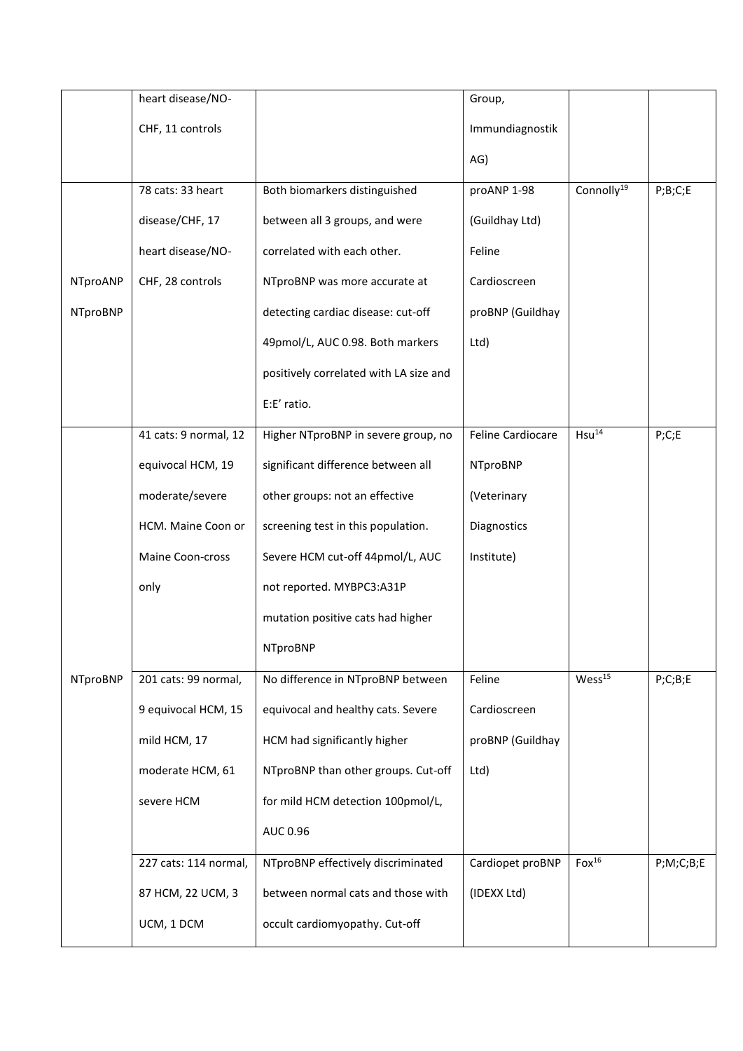| | | | | | |
|---|---|---|---|---|---|
| | heart disease/NO-CHF, 11 controls | | Group, Immundiagnostik AG) | | |
| NTproANP NTproBNP | 78 cats: 33 heart disease/CHF, 17 heart disease/NO-CHF, 28 controls | Both biomarkers distinguished between all 3 groups, and were correlated with each other. NTproBNP was more accurate at detecting cardiac disease: cut-off 49pmol/L, AUC 0.98. Both markers positively correlated with LA size and E:E' ratio. | proANP 1-98 (Guildhay Ltd) Feline Cardioscreen proBNP (Guildhay Ltd) | Connolly[19] | P;B;C;E |
| NTproBNP | 41 cats: 9 normal, 12 equivocal HCM, 19 moderate/severe HCM. Maine Coon or Maine Coon-cross only | Higher NTproBNP in severe group, no significant difference between all other groups: not an effective screening test in this population. Severe HCM cut-off 44pmol/L, AUC not reported. MYBPC3:A31P mutation positive cats had higher NTproBNP | Feline Cardiocare NTproBNP (Veterinary Diagnostics Institute) | Hsu[14] | P;C;E |
| | 201 cats: 99 normal, 9 equivocal HCM, 15 mild HCM, 17 moderate HCM, 61 severe HCM | No difference in NTproBNP between equivocal and healthy cats. Severe HCM had significantly higher NTproBNP than other groups. Cut-off for mild HCM detection 100pmol/L, AUC 0.96 | Feline Cardioscreen proBNP (Guildhay Ltd) | Wess[15] | P;C;B;E |
| | 227 cats: 114 normal, 87 HCM, 22 UCM, 3 UCM, 1 DCM | NTproBNP effectively discriminated between normal cats and those with occult cardiomyopathy. Cut-off | Cardiopet proBNP (IDEXX Ltd) | Fox[16] | P;M;C;B;E |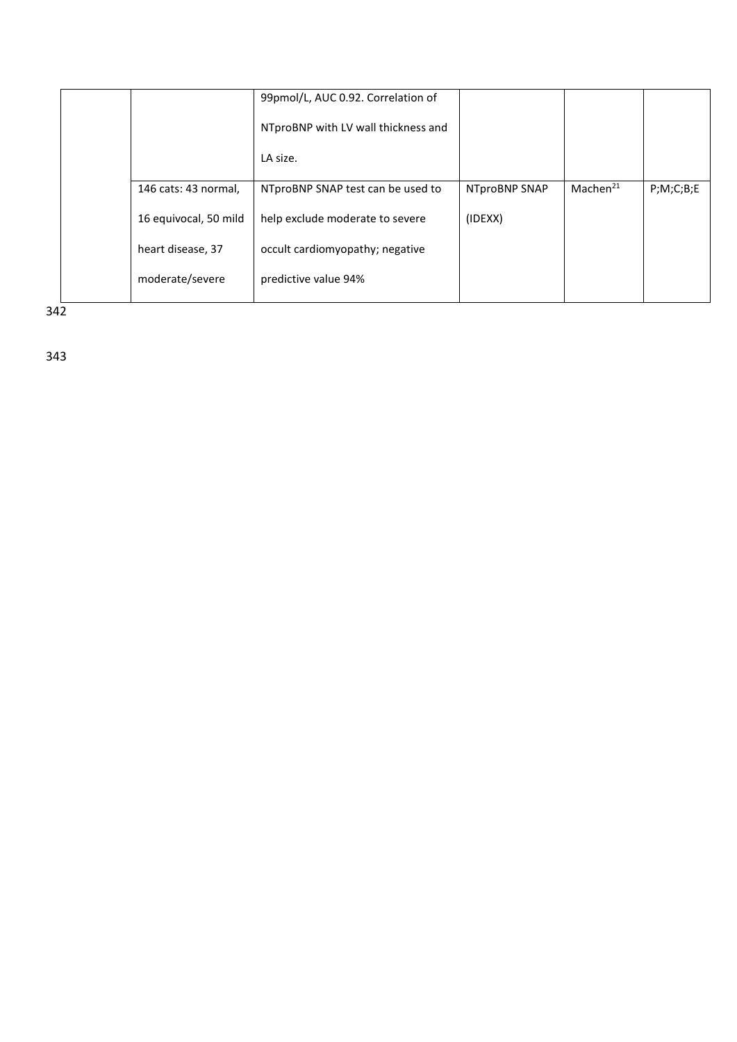| | | | | | |
|---|---|---|---|---|---|
| | | 99pmol/L, AUC 0.92. Correlation of NTproBNP with LV wall thickness and LA size. | | | |
| | 146 cats: 43 normal, 16 equivocal, 50 mild heart disease, 37 moderate/severe | NTproBNP SNAP test can be used to help exclude moderate to severe occult cardiomyopathy; negative predictive value 94% | NTproBNP SNAP (IDEXX) | Machen[21] | P;M;C;B;E |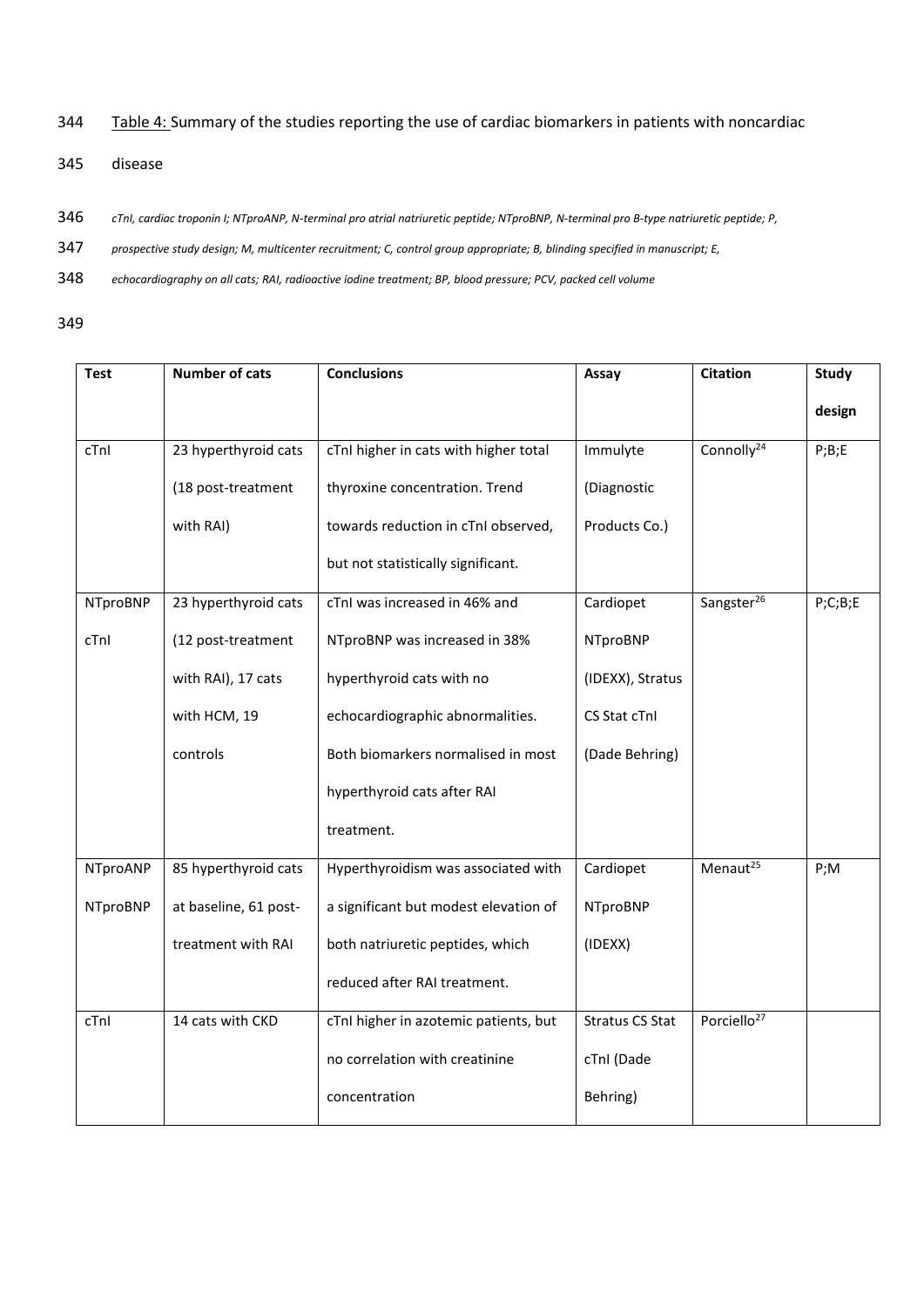Table 4: Summary of the studies reporting the use of cardiac biomarkers in patients with noncardiac disease

*cTnI, cardiac troponin I; NTproANP, N-terminal pro atrial natriuretic peptide; NTproBNP, N-terminal pro B-type natriuretic peptide; P, prospective study design; M, multicenter recruitment; C, control group appropriate; B, blinding specified in manuscript; E, echocardiography on all cats; RAI, radioactive iodine treatment; BP, blood pressure; PCV, packed cell volume*

| Test | Number of cats | Conclusions | Assay | Citation | Study design |
|---|---|---|---|---|---|
| cTnI | 23 hyperthyroid cats (18 post-treatment with RAI) | cTnI higher in cats with higher total thyroxine concentration. Trend towards reduction in cTnI observed, but not statistically significant. | Immulyte (Diagnostic Products Co.) | Connolly[24] | P;B;E |
| NTproBNP cTnI | 23 hyperthyroid cats (12 post-treatment with RAI), 17 cats with HCM, 19 controls | cTnI was increased in 46% and NTproBNP was increased in 38% hyperthyroid cats with no echocardiographic abnormalities. Both biomarkers normalised in most hyperthyroid cats after RAI treatment. | Cardiopet NTproBNP (IDEXX), Stratus CS Stat cTnI (Dade Behring) | Sangster[26] | P;C;B;E |
| NTproANP NTproBNP | 85 hyperthyroid cats at baseline, 61 post-treatment with RAI | Hyperthyroidism was associated with a significant but modest elevation of both natriuretic peptides, which reduced after RAI treatment. | Cardiopet NTproBNP (IDEXX) | Menaut[25] | P;M |
| cTnI | 14 cats with CKD | cTnI higher in azotemic patients, but no correlation with creatinine concentration | Stratus CS Stat cTnI (Dade Behring) | Porciello[27] | |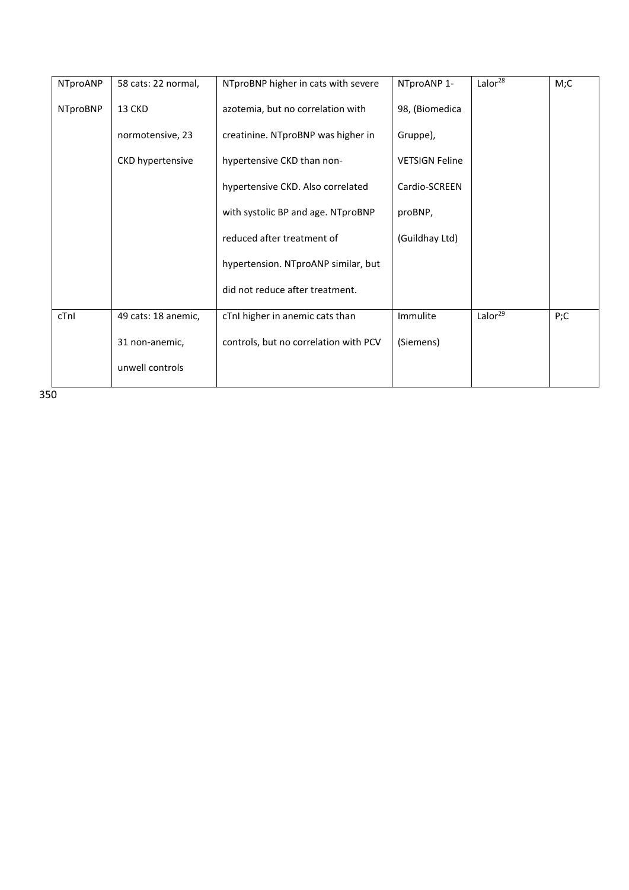| NTproANP NTproBNP | 58 cats: 22 normal, 13 CKD normotensive, 23 CKD hypertensive | NTproBNP higher in cats with severe azotemia, but no correlation with creatinine. NTproBNP was higher in hypertensive CKD than non-hypertensive CKD. Also correlated with systolic BP and age. NTproBNP reduced after treatment of hypertension. NTproANP similar, but did not reduce after treatment. | NTproANP 1-98, (Biomedica Gruppe), VETSIGN Feline Cardio-SCREEN proBNP, (Guildhay Ltd) | Lalor[28] | M;C |
|---|---|---|---|---|---|
| cTnI | 49 cats: 18 anemic, 31 non-anemic, unwell controls | cTnI higher in anemic cats than controls, but no correlation with PCV | Immulite (Siemens) | Lalor[29] | P;C |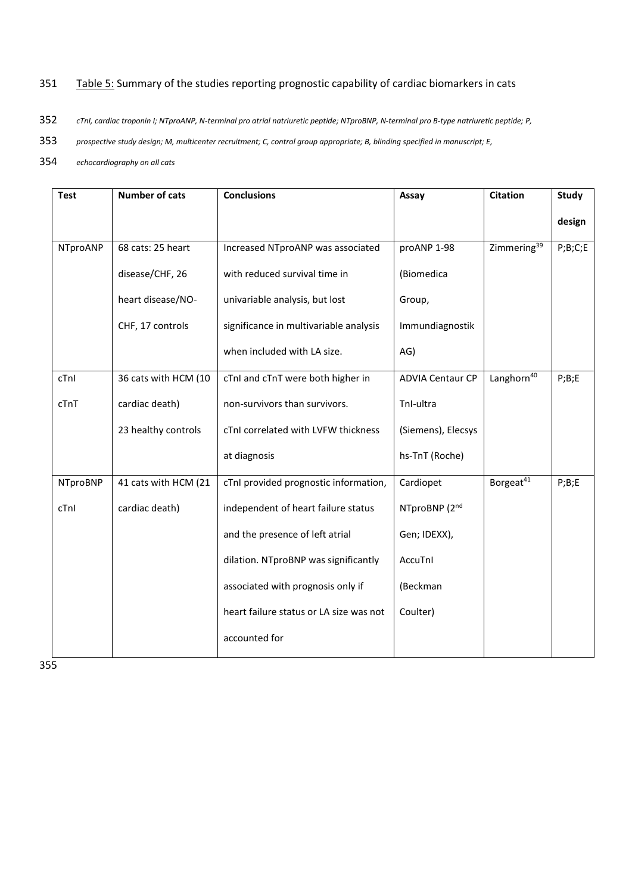Table 5: Summary of the studies reporting prognostic capability of cardiac biomarkers in cats

*cTnI, cardiac troponin I; NTproANP, N-terminal pro atrial natriuretic peptide; NTproBNP, N-terminal pro B-type natriuretic peptide; P, prospective study design; M, multicenter recruitment; C, control group appropriate; B, blinding specified in manuscript; E, echocardiography on all cats*

| Test | Number of cats | Conclusions | Assay | Citation | Study design |
|---|---|---|---|---|---|
| NTproANP | 68 cats: 25 heart disease/CHF, 26 heart disease/NO-CHF, 17 controls | Increased NTproANP was associated with reduced survival time in univariable analysis, but lost significance in multivariable analysis when included with LA size. | proANP 1-98 (Biomedica Group, Immundiagnostik AG) | Zimmering[39] | P;B;C;E |
| cTnI<br>cTnT | 36 cats with HCM (10 cardiac death)<br>23 healthy controls | cTnI and cTnT were both higher in non-survivors than survivors. cTnI correlated with LVFW thickness at diagnosis | ADVIA Centaur CP TnI-ultra (Siemens), Elecsys hs-TnT (Roche) | Langhorn[40] | P;B;E |
| NTproBNP<br>cTnI | 41 cats with HCM (21 cardiac death) | cTnI provided prognostic information, independent of heart failure status and the presence of left atrial dilation. NTproBNP was significantly associated with prognosis only if heart failure status or LA size was not accounted for | Cardiopet NTproBNP (2nd Gen; IDEXX), AccuTnI (Beckman Coulter) | Borgeat[41] | P;B;E |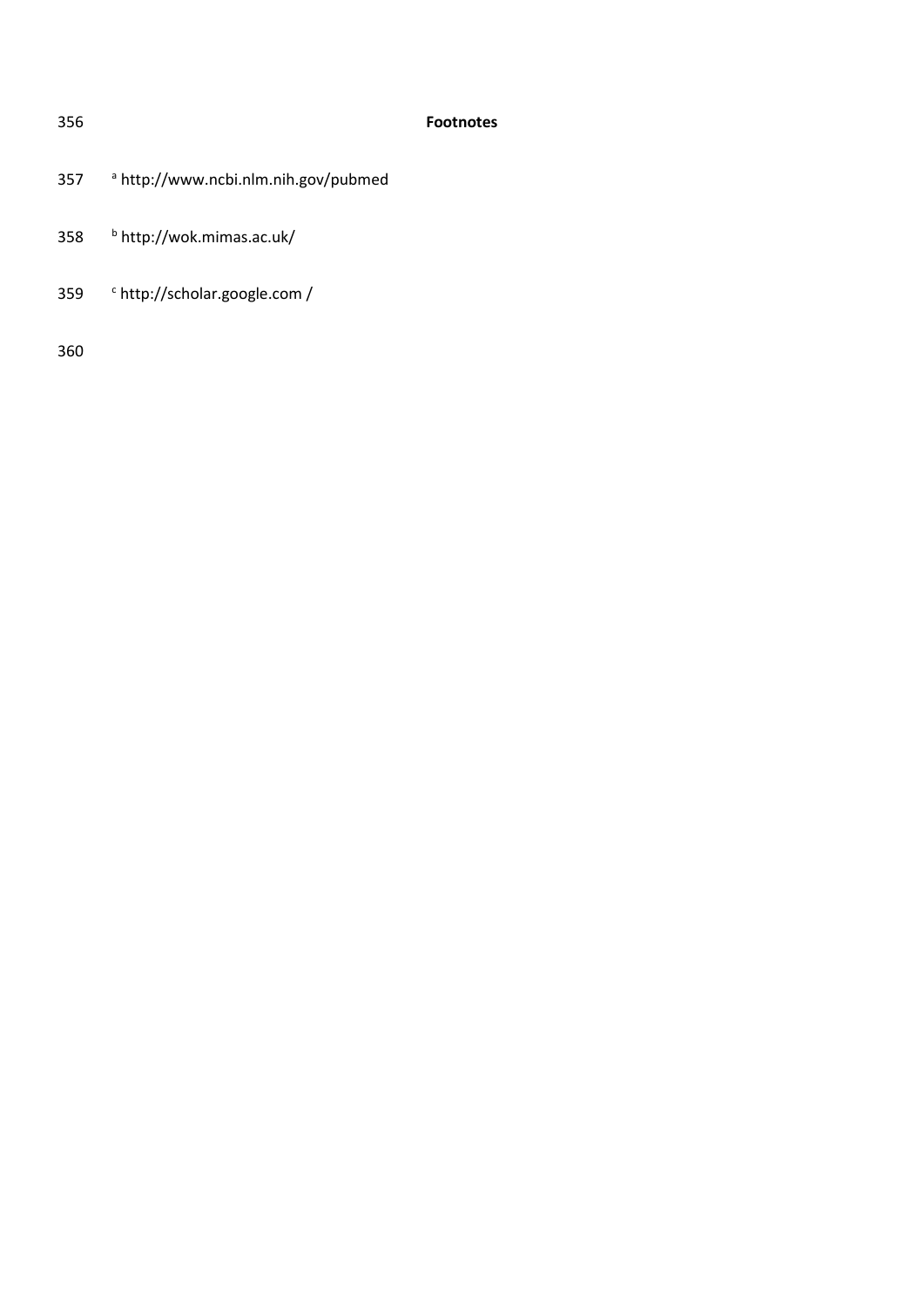**Footnotes**

[a] http://www.ncbi.nlm.nih.gov/pubmed

[b] http://wok.mimas.ac.uk/

[c] http://scholar.google.com /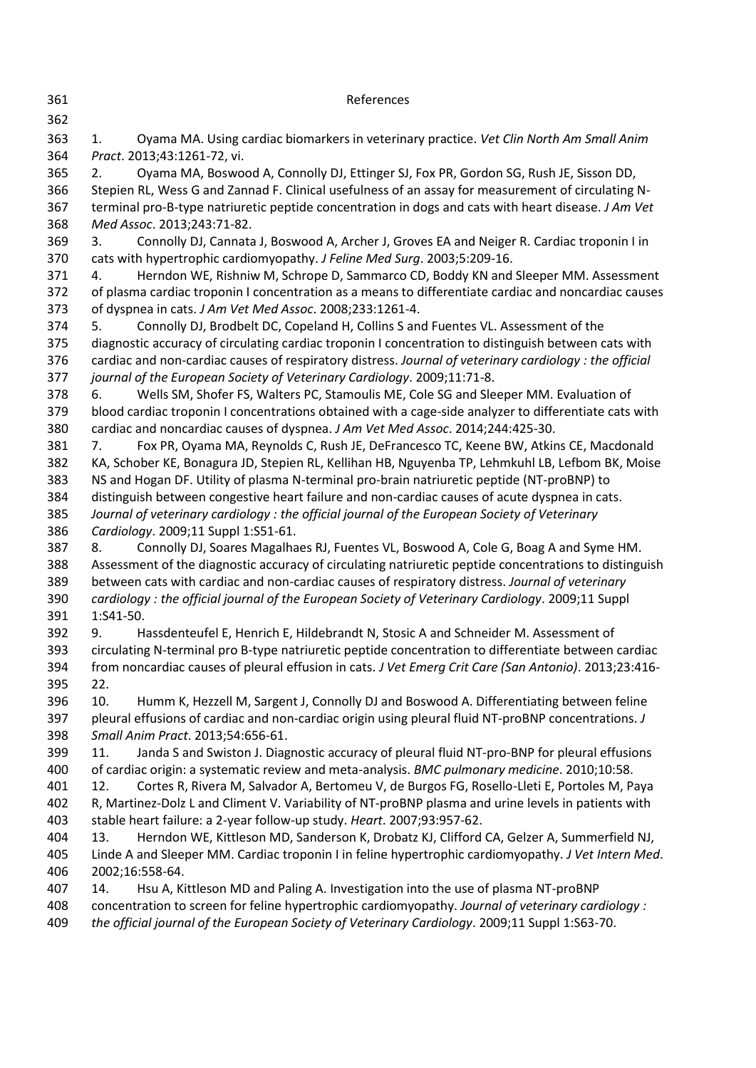## References

1. Oyama MA. Using cardiac biomarkers in veterinary practice. *Vet Clin North Am Small Anim Pract*. 2013;43:1261-72, vi.
2. Oyama MA, Boswood A, Connolly DJ, Ettinger SJ, Fox PR, Gordon SG, Rush JE, Sisson DD, Stepien RL, Wess G and Zannad F. Clinical usefulness of an assay for measurement of circulating N-terminal pro-B-type natriuretic peptide concentration in dogs and cats with heart disease. *J Am Vet Med Assoc*. 2013;243:71-82.
3. Connolly DJ, Cannata J, Boswood A, Archer J, Groves EA and Neiger R. Cardiac troponin I in cats with hypertrophic cardiomyopathy. *J Feline Med Surg*. 2003;5:209-16.
4. Herndon WE, Rishniw M, Schrope D, Sammarco CD, Boddy KN and Sleeper MM. Assessment of plasma cardiac troponin I concentration as a means to differentiate cardiac and noncardiac causes of dyspnea in cats. *J Am Vet Med Assoc*. 2008;233:1261-4.
5. Connolly DJ, Brodbelt DC, Copeland H, Collins S and Fuentes VL. Assessment of the diagnostic accuracy of circulating cardiac troponin I concentration to distinguish between cats with cardiac and non-cardiac causes of respiratory distress. *Journal of veterinary cardiology : the official journal of the European Society of Veterinary Cardiology*. 2009;11:71-8.
6. Wells SM, Shofer FS, Walters PC, Stamoulis ME, Cole SG and Sleeper MM. Evaluation of blood cardiac troponin I concentrations obtained with a cage-side analyzer to differentiate cats with cardiac and noncardiac causes of dyspnea. *J Am Vet Med Assoc*. 2014;244:425-30.
7. Fox PR, Oyama MA, Reynolds C, Rush JE, DeFrancesco TC, Keene BW, Atkins CE, Macdonald KA, Schober KE, Bonagura JD, Stepien RL, Kellihan HB, Nguyenba TP, Lehmkuhl LB, Lefbom BK, Moise NS and Hogan DF. Utility of plasma N-terminal pro-brain natriuretic peptide (NT-proBNP) to distinguish between congestive heart failure and non-cardiac causes of acute dyspnea in cats. *Journal of veterinary cardiology : the official journal of the European Society of Veterinary Cardiology*. 2009;11 Suppl 1:S51-61.
8. Connolly DJ, Soares Magalhaes RJ, Fuentes VL, Boswood A, Cole G, Boag A and Syme HM. Assessment of the diagnostic accuracy of circulating natriuretic peptide concentrations to distinguish between cats with cardiac and non-cardiac causes of respiratory distress. *Journal of veterinary cardiology : the official journal of the European Society of Veterinary Cardiology*. 2009;11 Suppl 1:S41-50.
9. Hassdenteufel E, Henrich E, Hildebrandt N, Stosic A and Schneider M. Assessment of circulating N-terminal pro B-type natriuretic peptide concentration to differentiate between cardiac from noncardiac causes of pleural effusion in cats. *J Vet Emerg Crit Care (San Antonio)*. 2013;23:416-22.
10. Humm K, Hezzell M, Sargent J, Connolly DJ and Boswood A. Differentiating between feline pleural effusions of cardiac and non-cardiac origin using pleural fluid NT-proBNP concentrations. *J Small Anim Pract*. 2013;54:656-61.
11. Janda S and Swiston J. Diagnostic accuracy of pleural fluid NT-pro-BNP for pleural effusions of cardiac origin: a systematic review and meta-analysis. *BMC pulmonary medicine*. 2010;10:58.
12. Cortes R, Rivera M, Salvador A, Bertomeu V, de Burgos FG, Rosello-Lleti E, Portoles M, Paya R, Martinez-Dolz L and Climent V. Variability of NT-proBNP plasma and urine levels in patients with stable heart failure: a 2-year follow-up study. *Heart*. 2007;93:957-62.
13. Herndon WE, Kittleson MD, Sanderson K, Drobatz KJ, Clifford CA, Gelzer A, Summerfield NJ, Linde A and Sleeper MM. Cardiac troponin I in feline hypertrophic cardiomyopathy. *J Vet Intern Med*. 2002;16:558-64.
14. Hsu A, Kittleson MD and Paling A. Investigation into the use of plasma NT-proBNP concentration to screen for feline hypertrophic cardiomyopathy. *Journal of veterinary cardiology : the official journal of the European Society of Veterinary Cardiology*. 2009;11 Suppl 1:S63-70.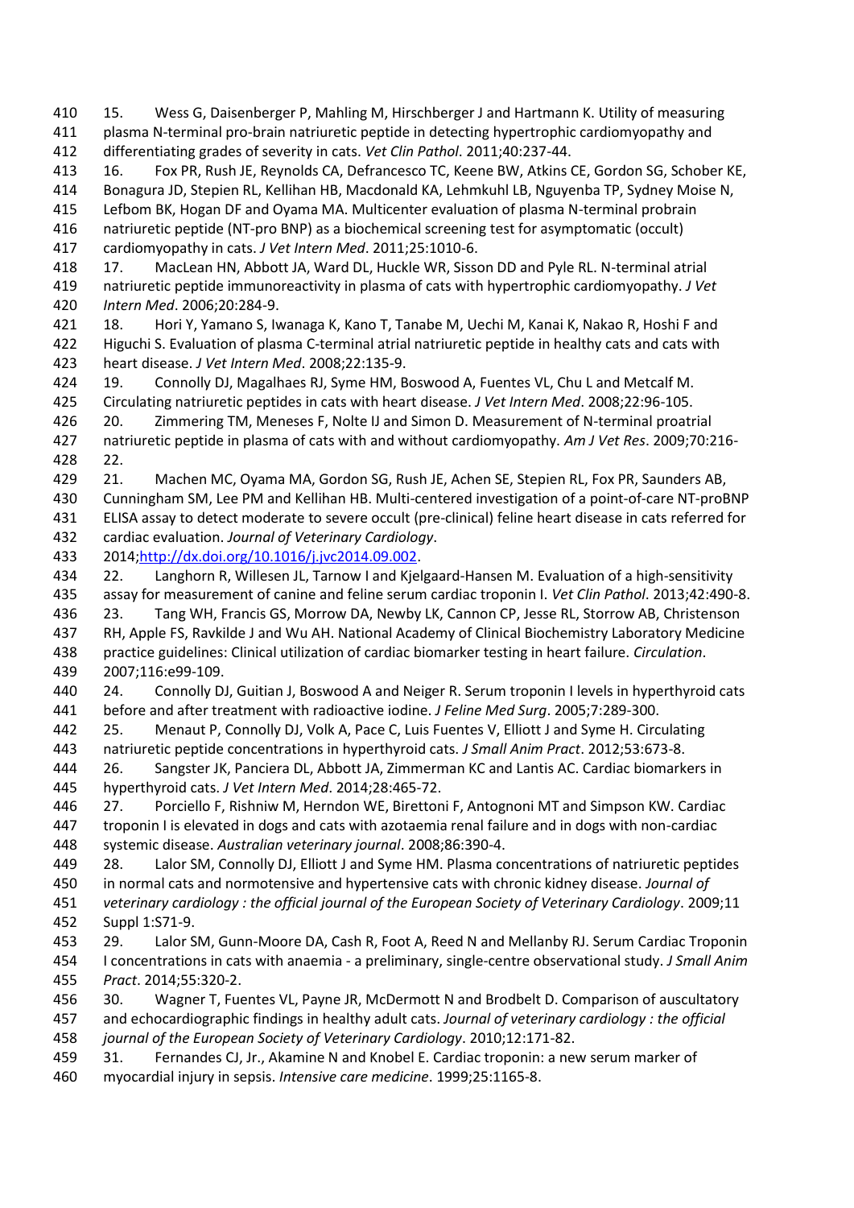15. Wess G, Daisenberger P, Mahling M, Hirschberger J and Hartmann K. Utility of measuring plasma N-terminal pro-brain natriuretic peptide in detecting hypertrophic cardiomyopathy and differentiating grades of severity in cats. *Vet Clin Pathol*. 2011;40:237-44.

16. Fox PR, Rush JE, Reynolds CA, Defrancesco TC, Keene BW, Atkins CE, Gordon SG, Schober KE, Bonagura JD, Stepien RL, Kellihan HB, Macdonald KA, Lehmkuhl LB, Nguyenba TP, Sydney Moise N, Lefbom BK, Hogan DF and Oyama MA. Multicenter evaluation of plasma N-terminal probrain natriuretic peptide (NT-pro BNP) as a biochemical screening test for asymptomatic (occult) cardiomyopathy in cats. *J Vet Intern Med*. 2011;25:1010-6.

17. MacLean HN, Abbott JA, Ward DL, Huckle WR, Sisson DD and Pyle RL. N-terminal atrial natriuretic peptide immunoreactivity in plasma of cats with hypertrophic cardiomyopathy. *J Vet Intern Med*. 2006;20:284-9.

18. Hori Y, Yamano S, Iwanaga K, Kano T, Tanabe M, Uechi M, Kanai K, Nakao R, Hoshi F and Higuchi S. Evaluation of plasma C-terminal atrial natriuretic peptide in healthy cats and cats with heart disease. *J Vet Intern Med*. 2008;22:135-9.

19. Connolly DJ, Magalhaes RJ, Syme HM, Boswood A, Fuentes VL, Chu L and Metcalf M. Circulating natriuretic peptides in cats with heart disease. *J Vet Intern Med*. 2008;22:96-105.

20. Zimmering TM, Meneses F, Nolte IJ and Simon D. Measurement of N-terminal proatrial natriuretic peptide in plasma of cats with and without cardiomyopathy. *Am J Vet Res*. 2009;70:216-22.

21. Machen MC, Oyama MA, Gordon SG, Rush JE, Achen SE, Stepien RL, Fox PR, Saunders AB, Cunningham SM, Lee PM and Kellihan HB. Multi-centered investigation of a point-of-care NT-proBNP ELISA assay to detect moderate to severe occult (pre-clinical) feline heart disease in cats referred for cardiac evaluation. *Journal of Veterinary Cardiology*. 2014;http://dx.doi.org/10.1016/j.jvc2014.09.002.

22. Langhorn R, Willesen JL, Tarnow I and Kjelgaard-Hansen M. Evaluation of a high-sensitivity assay for measurement of canine and feline serum cardiac troponin I. *Vet Clin Pathol*. 2013;42:490-8.

23. Tang WH, Francis GS, Morrow DA, Newby LK, Cannon CP, Jesse RL, Storrow AB, Christenson RH, Apple FS, Ravkilde J and Wu AH. National Academy of Clinical Biochemistry Laboratory Medicine practice guidelines: Clinical utilization of cardiac biomarker testing in heart failure. *Circulation*. 2007;116:e99-109.

24. Connolly DJ, Guitian J, Boswood A and Neiger R. Serum troponin I levels in hyperthyroid cats before and after treatment with radioactive iodine. *J Feline Med Surg*. 2005;7:289-300.

25. Menaut P, Connolly DJ, Volk A, Pace C, Luis Fuentes V, Elliott J and Syme H. Circulating natriuretic peptide concentrations in hyperthyroid cats. *J Small Anim Pract*. 2012;53:673-8.

26. Sangster JK, Panciera DL, Abbott JA, Zimmerman KC and Lantis AC. Cardiac biomarkers in hyperthyroid cats. *J Vet Intern Med*. 2014;28:465-72.

27. Porciello F, Rishniw M, Herndon WE, Birettoni F, Antognoni MT and Simpson KW. Cardiac troponin I is elevated in dogs and cats with azotaemia renal failure and in dogs with non-cardiac systemic disease. *Australian veterinary journal*. 2008;86:390-4.

28. Lalor SM, Connolly DJ, Elliott J and Syme HM. Plasma concentrations of natriuretic peptides in normal cats and normotensive and hypertensive cats with chronic kidney disease. *Journal of veterinary cardiology : the official journal of the European Society of Veterinary Cardiology*. 2009;11 Suppl 1:S71-9.

29. Lalor SM, Gunn-Moore DA, Cash R, Foot A, Reed N and Mellanby RJ. Serum Cardiac Troponin I concentrations in cats with anaemia - a preliminary, single-centre observational study. *J Small Anim Pract*. 2014;55:320-2.

30. Wagner T, Fuentes VL, Payne JR, McDermott N and Brodbelt D. Comparison of auscultatory and echocardiographic findings in healthy adult cats. *Journal of veterinary cardiology : the official journal of the European Society of Veterinary Cardiology*. 2010;12:171-82.

31. Fernandes CJ, Jr., Akamine N and Knobel E. Cardiac troponin: a new serum marker of myocardial injury in sepsis. *Intensive care medicine*. 1999;25:1165-8.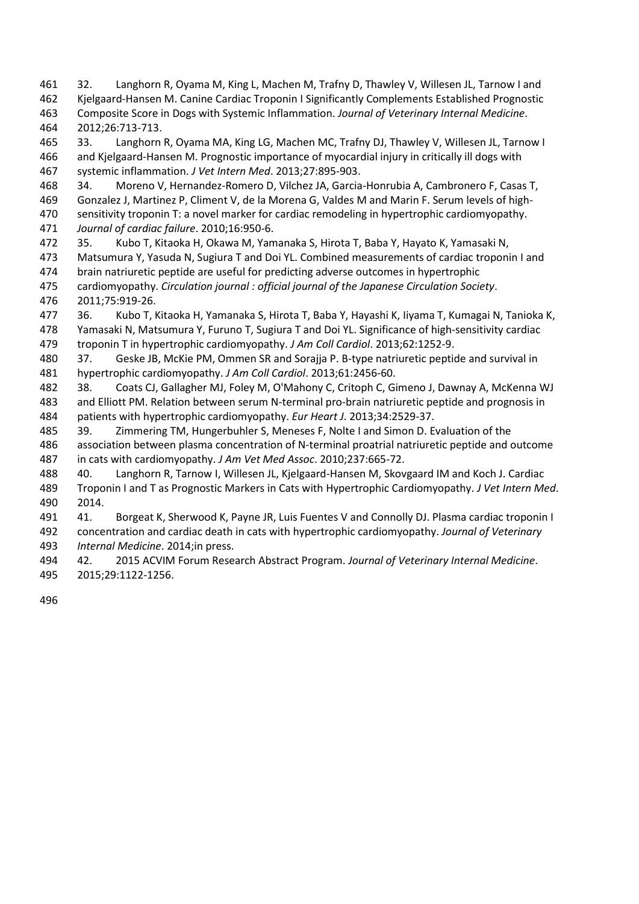32. Langhorn R, Oyama M, King L, Machen M, Trafny D, Thawley V, Willesen JL, Tarnow I and Kjelgaard-Hansen M. Canine Cardiac Troponin I Significantly Complements Established Prognostic Composite Score in Dogs with Systemic Inflammation. *Journal of Veterinary Internal Medicine*. 2012;26:713-713.

33. Langhorn R, Oyama MA, King LG, Machen MC, Trafny DJ, Thawley V, Willesen JL, Tarnow I and Kjelgaard-Hansen M. Prognostic importance of myocardial injury in critically ill dogs with systemic inflammation. *J Vet Intern Med*. 2013;27:895-903.

34. Moreno V, Hernandez-Romero D, Vilchez JA, Garcia-Honrubia A, Cambronero F, Casas T, Gonzalez J, Martinez P, Climent V, de la Morena G, Valdes M and Marin F. Serum levels of high-sensitivity troponin T: a novel marker for cardiac remodeling in hypertrophic cardiomyopathy. *Journal of cardiac failure*. 2010;16:950-6.

35. Kubo T, Kitaoka H, Okawa M, Yamanaka S, Hirota T, Baba Y, Hayato K, Yamasaki N, Matsumura Y, Yasuda N, Sugiura T and Doi YL. Combined measurements of cardiac troponin I and brain natriuretic peptide are useful for predicting adverse outcomes in hypertrophic cardiomyopathy. *Circulation journal : official journal of the Japanese Circulation Society*. 2011;75:919-26.

36. Kubo T, Kitaoka H, Yamanaka S, Hirota T, Baba Y, Hayashi K, Iiyama T, Kumagai N, Tanioka K, Yamasaki N, Matsumura Y, Furuno T, Sugiura T and Doi YL. Significance of high-sensitivity cardiac troponin T in hypertrophic cardiomyopathy. *J Am Coll Cardiol*. 2013;62:1252-9.

37. Geske JB, McKie PM, Ommen SR and Sorajja P. B-type natriuretic peptide and survival in hypertrophic cardiomyopathy. *J Am Coll Cardiol*. 2013;61:2456-60.

38. Coats CJ, Gallagher MJ, Foley M, O'Mahony C, Critoph C, Gimeno J, Dawnay A, McKenna WJ and Elliott PM. Relation between serum N-terminal pro-brain natriuretic peptide and prognosis in patients with hypertrophic cardiomyopathy. *Eur Heart J*. 2013;34:2529-37.

39. Zimmering TM, Hungerbuhler S, Meneses F, Nolte I and Simon D. Evaluation of the association between plasma concentration of N-terminal proatrial natriuretic peptide and outcome in cats with cardiomyopathy. *J Am Vet Med Assoc*. 2010;237:665-72.

40. Langhorn R, Tarnow I, Willesen JL, Kjelgaard-Hansen M, Skovgaard IM and Koch J. Cardiac Troponin I and T as Prognostic Markers in Cats with Hypertrophic Cardiomyopathy. *J Vet Intern Med*. 2014.

41. Borgeat K, Sherwood K, Payne JR, Luis Fuentes V and Connolly DJ. Plasma cardiac troponin I concentration and cardiac death in cats with hypertrophic cardiomyopathy. *Journal of Veterinary Internal Medicine*. 2014;in press.

42. 2015 ACVIM Forum Research Abstract Program. *Journal of Veterinary Internal Medicine*. 2015;29:1122-1256.